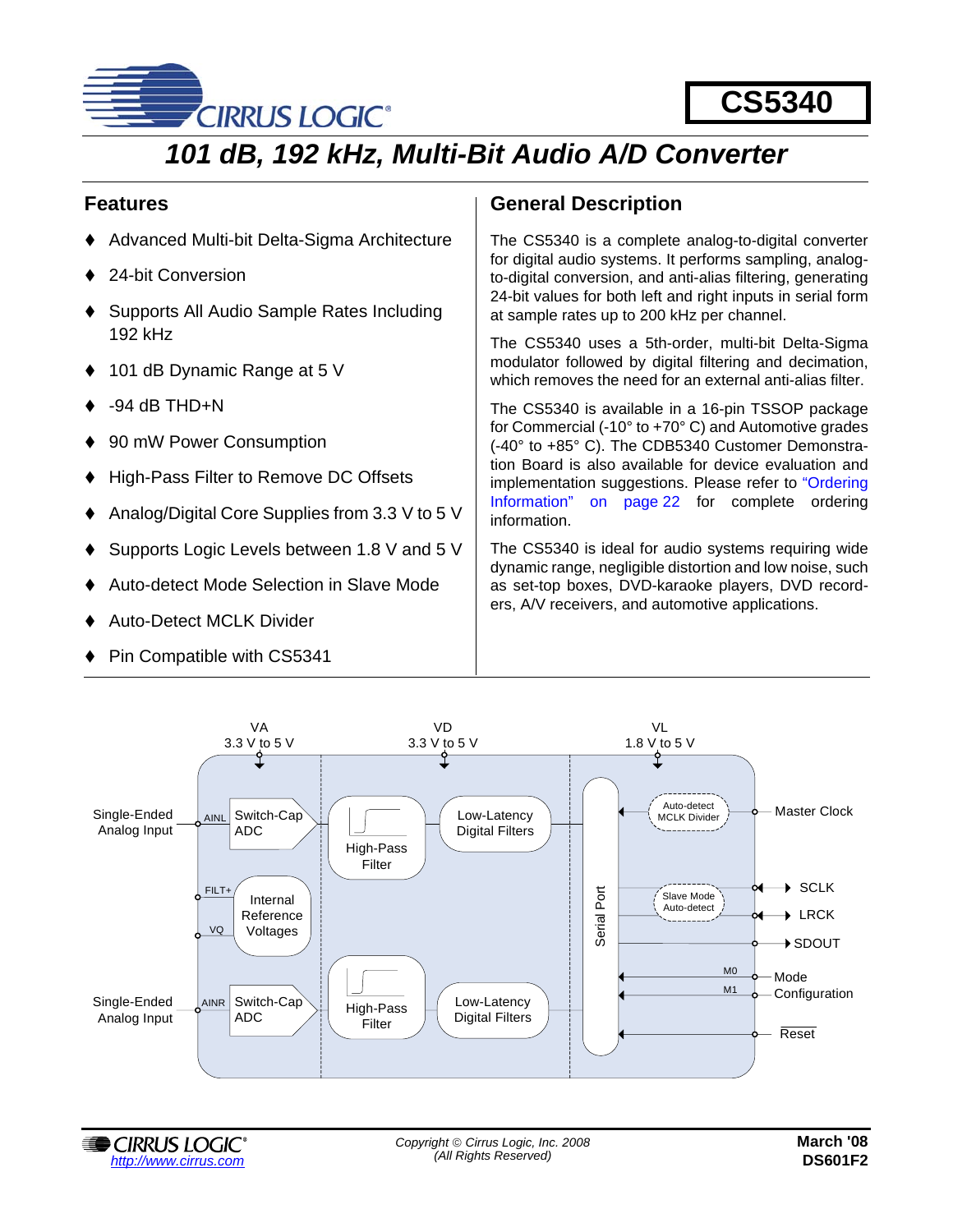# CS5340

## 101 dB, 192 kHz, Multi-Bit Audio A/D Converter

## Features

- Advanced Multi-bit Delta-Sigma Architecture
- 24-bit Conversion
- Supports All Audio Sample Rates Including 192 kHz
- 101 dB Dynamic Range at 5 V
- -94 dB THD+N
- 90 mW Power Consumption
- High-Pass Filter to Remove DC Offsets
- Analog/Digital Core Supplies from 3.3 V to 5 V
- Supports Logic Levels between 1.8 V and 5 V
- Auto-detect Mode Selection in Slave Mode
- Auto-Detect MCLK Divider
- Pin Compatible with CS5341

## General Description

The CS5340 is a complete analog-to-digital converter for digital audio systems. It performs sampling, analog-to-digital conversion, and anti-alias filtering, generating 24-bit values for both left and right inputs in serial form at sample rates up to 200 kHz per channel.

The CS5340 uses a 5th-order, multi-bit Delta-Sigma modulator followed by digital filtering and decimation, which removes the need for an external anti-alias filter.

The CS5340 is available in a 16-pin TSSOP package for Commercial (-10° to +70° C) and Automotive grades (-40° to +85° C). The CDB5340 Customer Demonstration Board is also available for device evaluation and implementation suggestions. Please refer to "Ordering Information" on page 22 for complete ordering information.

The CS5340 is ideal for audio systems requiring wide dynamic range, negligible distortion and low noise, such as set-top boxes, DVD-karaoke players, DVD recorders, A/V receivers, and automotive applications.

VA 3.3 V to 5 V | VD 3.3 V to 5 V | VL 1.8 V to 5 V

Single-Ended Analog Input — AINL — Switch-Cap ADC — High-Pass Filter — Low-Latency Digital Filters

FILT+, VQ — Internal Reference Voltages

Single-Ended Analog Input — AINR — Switch-Cap ADC — High-Pass Filter — Low-Latency Digital Filters

Serial Port

Auto-detect MCLK Divider — Master Clock

Slave Mode Auto-detect — SCLK, LRCK

SDOUT

M0, M1 — Mode Configuration

Reset

Copyright © Cirrus Logic, Inc. 2008 (All Rights Reserved)

http://www.cirrus.com

March '08
DS601F2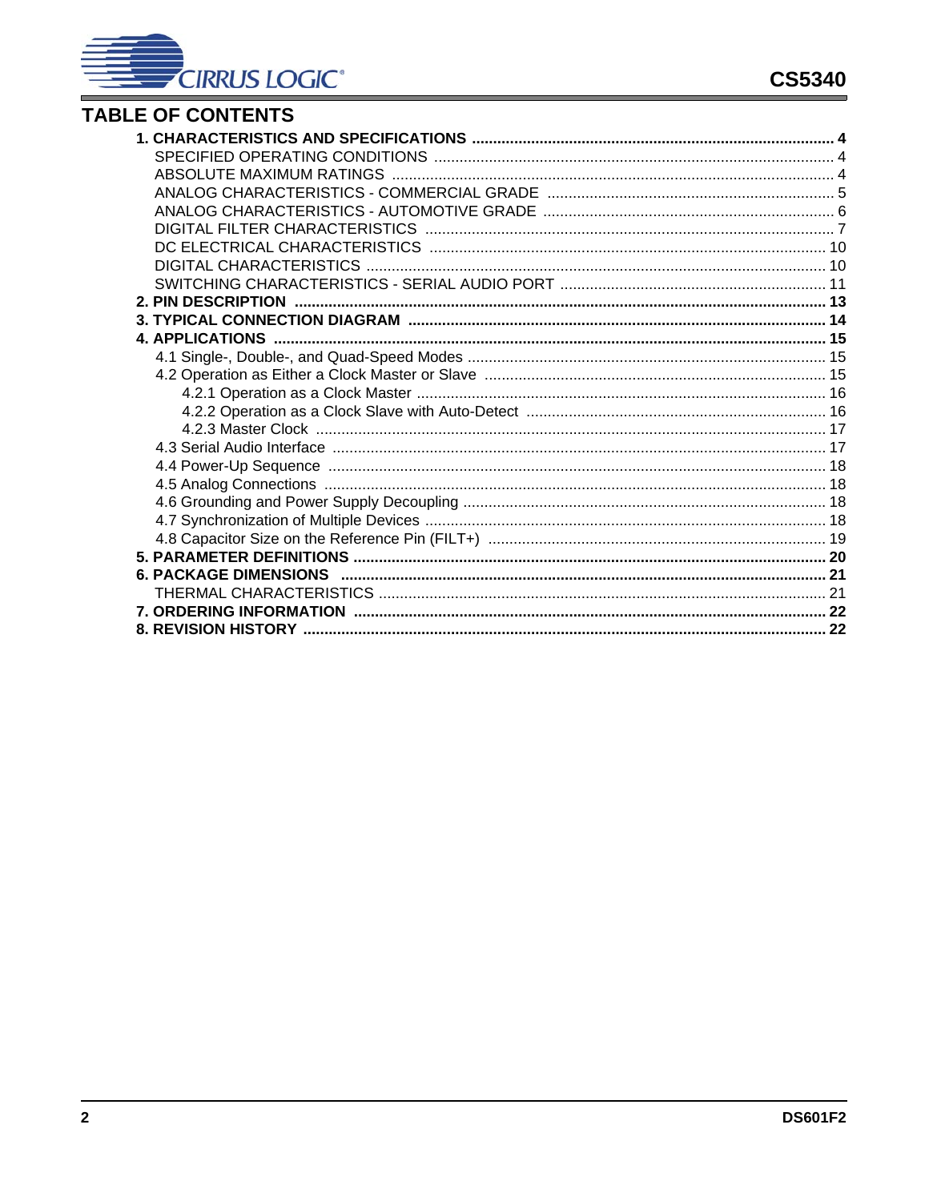## TABLE OF CONTENTS

**1. CHARACTERISTICS AND SPECIFICATIONS ..... 4**
- SPECIFIED OPERATING CONDITIONS ..... 4
- ABSOLUTE MAXIMUM RATINGS ..... 4
- ANALOG CHARACTERISTICS - COMMERCIAL GRADE ..... 5
- ANALOG CHARACTERISTICS - AUTOMOTIVE GRADE ..... 6
- DIGITAL FILTER CHARACTERISTICS ..... 7
- DC ELECTRICAL CHARACTERISTICS ..... 10
- DIGITAL CHARACTERISTICS ..... 10
- SWITCHING CHARACTERISTICS - SERIAL AUDIO PORT ..... 11

**2. PIN DESCRIPTION ..... 13**

**3. TYPICAL CONNECTION DIAGRAM ..... 14**

**4. APPLICATIONS ..... 15**
- 4.1 Single-, Double-, and Quad-Speed Modes ..... 15
- 4.2 Operation as Either a Clock Master or Slave ..... 15
  - 4.2.1 Operation as a Clock Master ..... 16
  - 4.2.2 Operation as a Clock Slave with Auto-Detect ..... 16
  - 4.2.3 Master Clock ..... 17
- 4.3 Serial Audio Interface ..... 17
- 4.4 Power-Up Sequence ..... 18
- 4.5 Analog Connections ..... 18
- 4.6 Grounding and Power Supply Decoupling ..... 18
- 4.7 Synchronization of Multiple Devices ..... 18
- 4.8 Capacitor Size on the Reference Pin (FILT+) ..... 19

**5. PARAMETER DEFINITIONS ..... 20**

**6. PACKAGE DIMENSIONS ..... 21**
- THERMAL CHARACTERISTICS ..... 21

**7. ORDERING INFORMATION ..... 22**

**8. REVISION HISTORY ..... 22**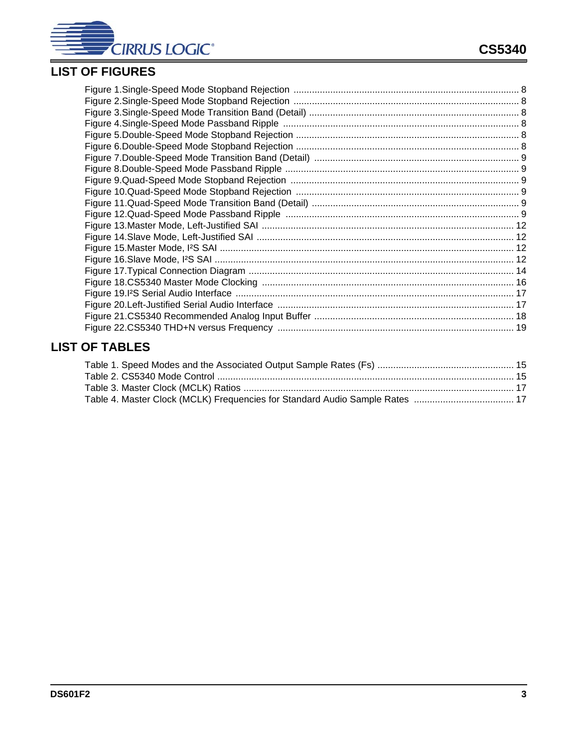## LIST OF FIGURES

Figure 1.Single-Speed Mode Stopband Rejection ..................................................... 8
Figure 2.Single-Speed Mode Stopband Rejection ..................................................... 8
Figure 3.Single-Speed Mode Transition Band (Detail) ................................................ 8
Figure 4.Single-Speed Mode Passband Ripple .......................................................... 8
Figure 5.Double-Speed Mode Stopband Rejection .................................................... 8
Figure 6.Double-Speed Mode Stopband Rejection .................................................... 8
Figure 7.Double-Speed Mode Transition Band (Detail) .............................................. 9
Figure 8.Double-Speed Mode Passband Ripple ......................................................... 9
Figure 9.Quad-Speed Mode Stopband Rejection ....................................................... 9
Figure 10.Quad-Speed Mode Stopband Rejection ..................................................... 9
Figure 11.Quad-Speed Mode Transition Band (Detail) ............................................... 9
Figure 12.Quad-Speed Mode Passband Ripple .......................................................... 9
Figure 13.Master Mode, Left-Justified SAI ................................................................ 12
Figure 14.Slave Mode, Left-Justified SAI .................................................................. 12
Figure 15.Master Mode, I²S SAI ................................................................................ 12
Figure 16.Slave Mode, I²S SAI .................................................................................. 12
Figure 17.Typical Connection Diagram ..................................................................... 14
Figure 18.CS5340 Master Mode Clocking ................................................................ 16
Figure 19.I²S Serial Audio Interface .......................................................................... 17
Figure 20.Left-Justified Serial Audio Interface .......................................................... 17
Figure 21.CS5340 Recommended Analog Input Buffer ............................................ 18
Figure 22.CS5340 THD+N versus Frequency .......................................................... 19

## LIST OF TABLES

Table 1. Speed Modes and the Associated Output Sample Rates (Fs) .................................................... 15
Table 2. CS5340 Mode Control ................................................................................................................. 15
Table 3. Master Clock (MCLK) Ratios ....................................................................................................... 17
Table 4. Master Clock (MCLK) Frequencies for Standard Audio Sample Rates ...................................... 17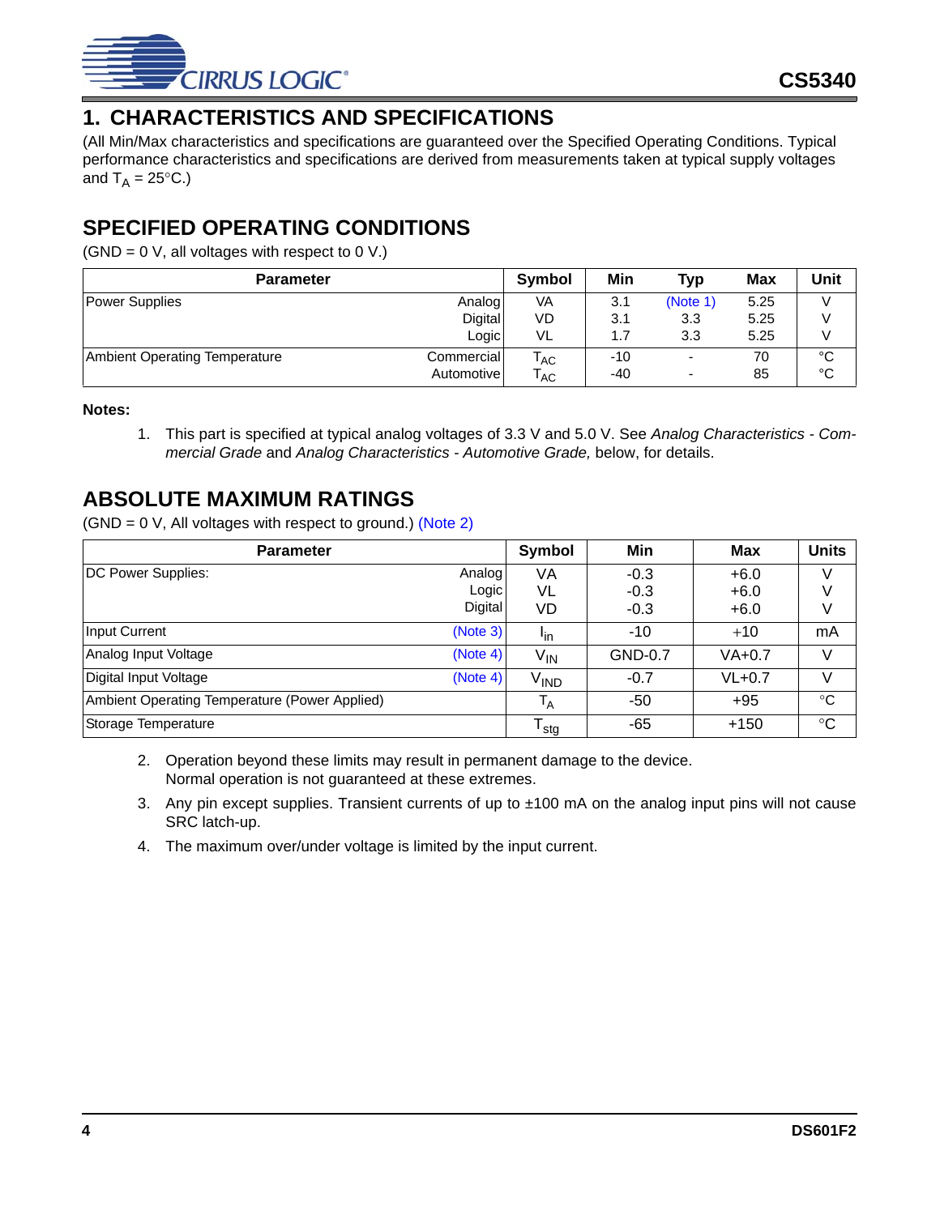# 1. CHARACTERISTICS AND SPECIFICATIONS

(All Min/Max characteristics and specifications are guaranteed over the Specified Operating Conditions. Typical performance characteristics and specifications are derived from measurements taken at typical supply voltages and $T_A$ = 25°C.)

## SPECIFIED OPERATING CONDITIONS

(GND = 0 V, all voltages with respect to 0 V.)

| Parameter | | Symbol | Min | Typ | Max | Unit |
|---|---|---|---|---|---|---|
| Power Supplies | Analog | VA | 3.1 | (Note 1) | 5.25 | V |
| | Digital | VD | 3.1 | 3.3 | 5.25 | V |
| | Logic | VL | 1.7 | 3.3 | 5.25 | V |
| Ambient Operating Temperature | Commercial | $T_{AC}$ | -10 | - | 70 | °C |
| | Automotive | $T_{AC}$ | -40 | - | 85 | °C |

**Notes:**

1. This part is specified at typical analog voltages of 3.3 V and 5.0 V. See *Analog Characteristics - Commercial Grade* and *Analog Characteristics - Automotive Grade,* below, for details.

## ABSOLUTE MAXIMUM RATINGS

(GND = 0 V, All voltages with respect to ground.) (Note 2)

| Parameter | | Symbol | Min | Max | Units |
|---|---|---|---|---|---|
| DC Power Supplies: | Analog | VA | -0.3 | +6.0 | V |
| | Logic | VL | -0.3 | +6.0 | V |
| | Digital | VD | -0.3 | +6.0 | V |
| Input Current | (Note 3) | $I_{in}$ | -10 | +10 | mA |
| Analog Input Voltage | (Note 4) | $V_{IN}$ | GND-0.7 | VA+0.7 | V |
| Digital Input Voltage | (Note 4) | $V_{IND}$ | -0.7 | VL+0.7 | V |
| Ambient Operating Temperature (Power Applied) | | $T_A$ | -50 | +95 | °C |
| Storage Temperature | | $T_{stg}$ | -65 | +150 | °C |

2. Operation beyond these limits may result in permanent damage to the device.
   Normal operation is not guaranteed at these extremes.
3. Any pin except supplies. Transient currents of up to ±100 mA on the analog input pins will not cause SRC latch-up.
4. The maximum over/under voltage is limited by the input current.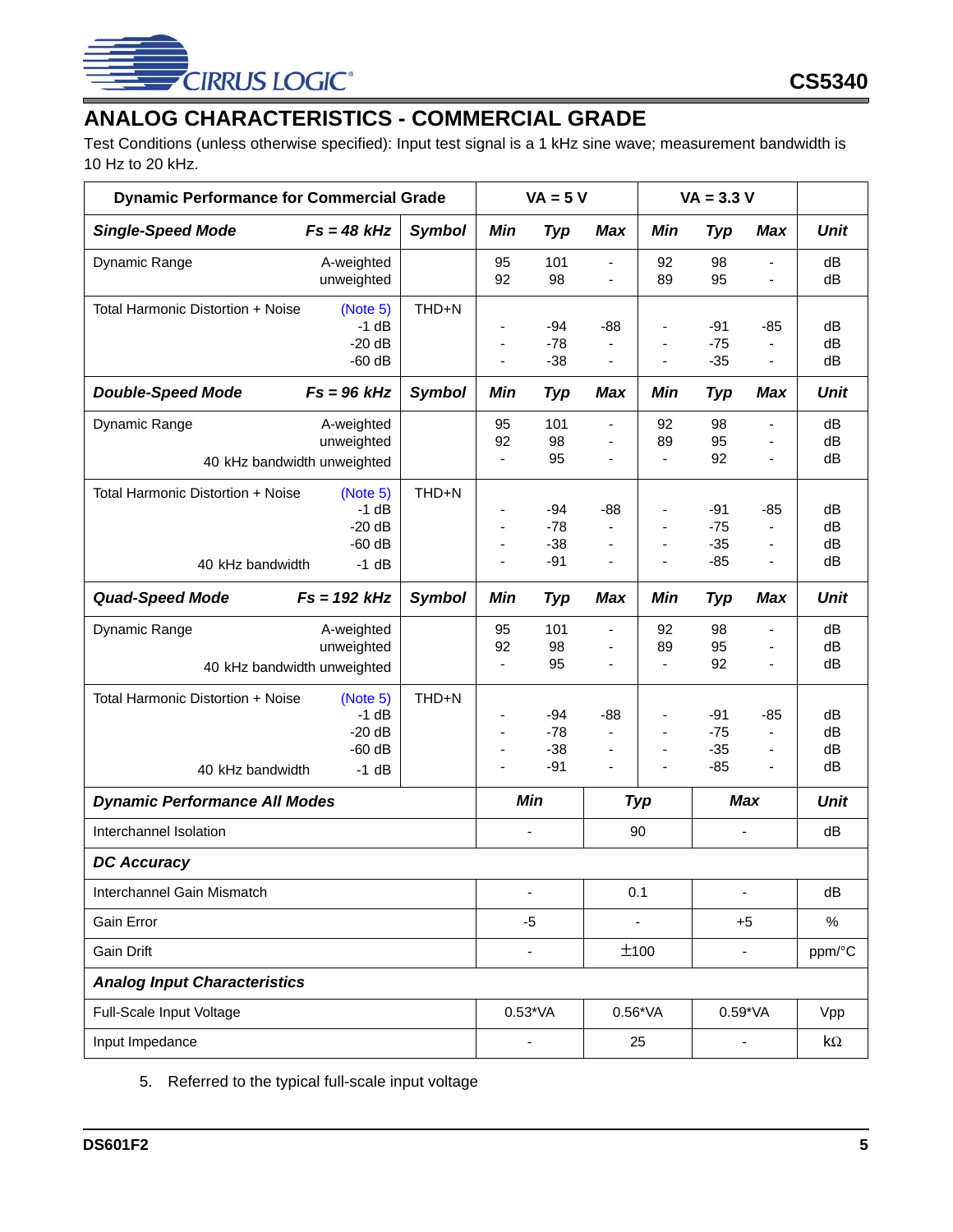## ANALOG CHARACTERISTICS - COMMERCIAL GRADE

Test Conditions (unless otherwise specified): Input test signal is a 1 kHz sine wave; measurement bandwidth is 10 Hz to 20 kHz.

| Dynamic Performance for Commercial Grade | | | VA = 5 V | | | VA = 3.3 V | | | |
|---|---|---|---|---|---|---|---|---|---|
| ***Single-Speed Mode*** | ***Fs = 48 kHz*** | ***Symbol*** | ***Min*** | ***Typ*** | ***Max*** | ***Min*** | ***Typ*** | ***Max*** | ***Unit*** |
| Dynamic Range | A-weighted<br>unweighted | | 95<br>92 | 101<br>98 | -<br>- | 92<br>89 | 98<br>95 | -<br>- | dB<br>dB |
| Total Harmonic Distortion + Noise | (Note 5)<br>-1 dB<br>-20 dB<br>-60 dB | THD+N | <br>-<br>-<br>- | <br>-94<br>-78<br>-38 | <br>-88<br>-<br>- | <br>-<br>-<br>- | <br>-91<br>-75<br>-35 | <br>-85<br>-<br>- | <br>dB<br>dB<br>dB |
| ***Double-Speed Mode*** | ***Fs = 96 kHz*** | ***Symbol*** | ***Min*** | ***Typ*** | ***Max*** | ***Min*** | ***Typ*** | ***Max*** | ***Unit*** |
| Dynamic Range | A-weighted<br>unweighted<br>40 kHz bandwidth unweighted | | 95<br>92<br>- | 101<br>98<br>95 | -<br>-<br>- | 92<br>89<br>- | 98<br>95<br>92 | -<br>-<br>- | dB<br>dB<br>dB |
| Total Harmonic Distortion + Noise<br><br><br><br>40 kHz bandwidth | (Note 5)<br>-1 dB<br>-20 dB<br>-60 dB<br>-1 dB | THD+N | <br>-<br>-<br>-<br>- | <br>-94<br>-78<br>-38<br>-91 | <br>-88<br>-<br>-<br>- | <br>-<br>-<br>-<br>- | <br>-91<br>-75<br>-35<br>-85 | <br>-85<br>-<br>-<br>- | <br>dB<br>dB<br>dB<br>dB |
| ***Quad-Speed Mode*** | ***Fs = 192 kHz*** | ***Symbol*** | ***Min*** | ***Typ*** | ***Max*** | ***Min*** | ***Typ*** | ***Max*** | ***Unit*** |
| Dynamic Range | A-weighted<br>unweighted<br>40 kHz bandwidth unweighted | | 95<br>92<br>- | 101<br>98<br>95 | -<br>-<br>- | 92<br>89<br>- | 98<br>95<br>92 | -<br>-<br>- | dB<br>dB<br>dB |
| Total Harmonic Distortion + Noise<br><br><br><br>40 kHz bandwidth | (Note 5)<br>-1 dB<br>-20 dB<br>-60 dB<br>-1 dB | THD+N | <br>-<br>-<br>-<br>- | <br>-94<br>-78<br>-38<br>-91 | <br>-88<br>-<br>-<br>- | <br>-<br>-<br>-<br>- | <br>-91<br>-75<br>-35<br>-85 | <br>-85<br>-<br>-<br>- | <br>dB<br>dB<br>dB<br>dB |

| ***Dynamic Performance All Modes*** | ***Min*** | ***Typ*** | ***Max*** | ***Unit*** |
|---|---|---|---|---|
| Interchannel Isolation | - | 90 | - | dB |
| ***DC Accuracy*** | | | | |
| Interchannel Gain Mismatch | - | 0.1 | - | dB |
| Gain Error | -5 | - | +5 | % |
| Gain Drift | - | ±100 | - | ppm/°C |
| ***Analog Input Characteristics*** | | | | |
| Full-Scale Input Voltage | 0.53*VA | 0.56*VA | 0.59*VA | Vpp |
| Input Impedance | - | 25 | - | kΩ |

5. Referred to the typical full-scale input voltage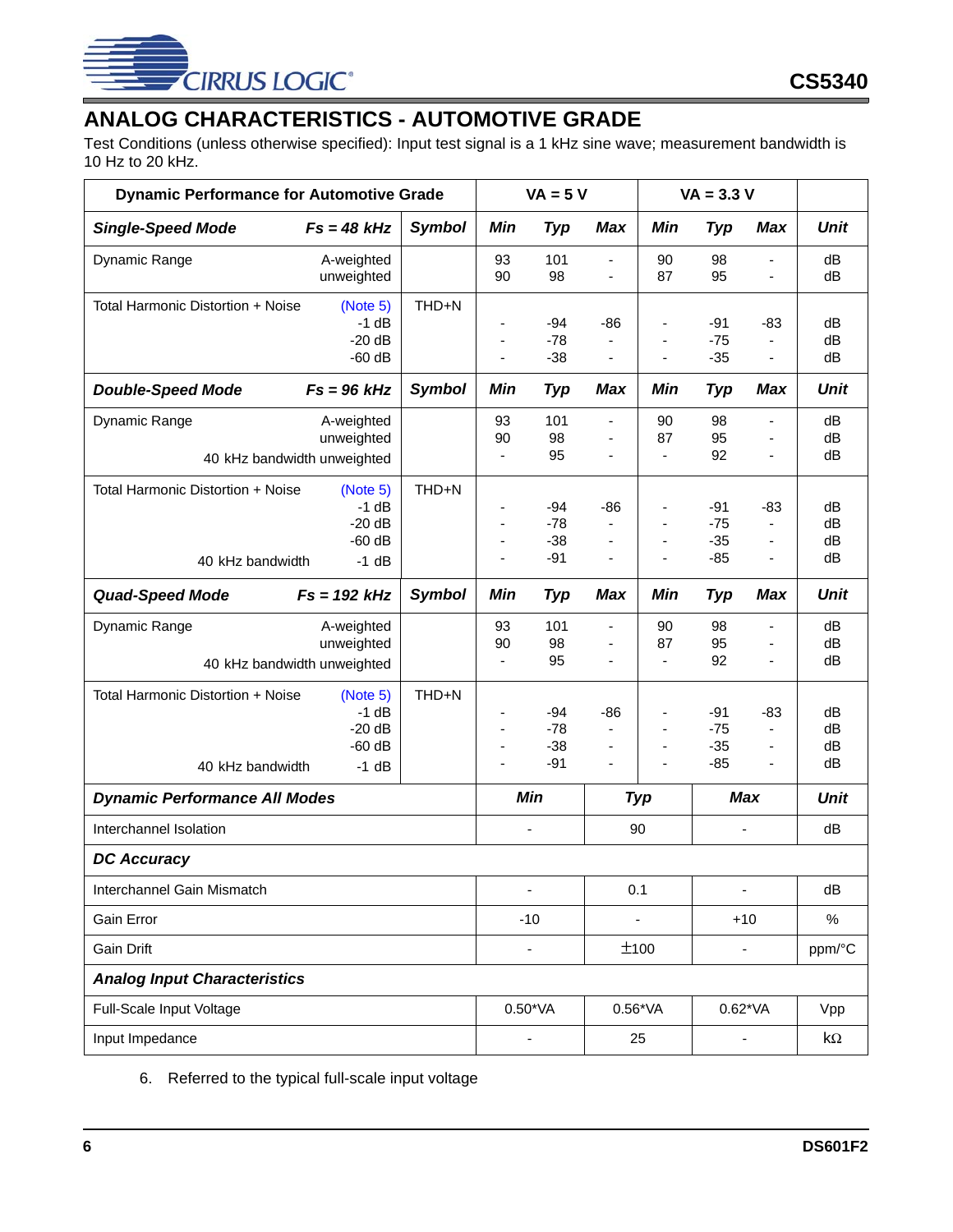## ANALOG CHARACTERISTICS - AUTOMOTIVE GRADE

Test Conditions (unless otherwise specified): Input test signal is a 1 kHz sine wave; measurement bandwidth is 10 Hz to 20 kHz.

| Dynamic Performance for Automotive Grade | | | VA = 5 V | | | VA = 3.3 V | | | |
|---|---|---|---|---|---|---|---|---|---|
| ***Single-Speed Mode*** | ***Fs = 48 kHz*** | ***Symbol*** | ***Min*** | ***Typ*** | ***Max*** | ***Min*** | ***Typ*** | ***Max*** | ***Unit*** |
| Dynamic Range | A-weighted<br>unweighted | | 93<br>90 | 101<br>98 | -<br>- | 90<br>87 | 98<br>95 | -<br>- | dB<br>dB |
| Total Harmonic Distortion + Noise | (Note 5)<br>-1 dB<br>-20 dB<br>-60 dB | THD+N | <br>-<br>-<br>- | <br>-94<br>-78<br>-38 | <br>-86<br>-<br>- | <br>-<br>-<br>- | <br>-91<br>-75<br>-35 | <br>-83<br>-<br>- | <br>dB<br>dB<br>dB |
| ***Double-Speed Mode*** | ***Fs = 96 kHz*** | ***Symbol*** | ***Min*** | ***Typ*** | ***Max*** | ***Min*** | ***Typ*** | ***Max*** | ***Unit*** |
| Dynamic Range | A-weighted<br>unweighted<br>40 kHz bandwidth unweighted | | 93<br>90<br>- | 101<br>98<br>95 | -<br>-<br>- | 90<br>87<br>- | 98<br>95<br>92 | -<br>-<br>- | dB<br>dB<br>dB |
| Total Harmonic Distortion + Noise<br><br><br><br>40 kHz bandwidth | (Note 5)<br>-1 dB<br>-20 dB<br>-60 dB<br>-1 dB | THD+N | <br>-<br>-<br>-<br>- | <br>-94<br>-78<br>-38<br>-91 | <br>-86<br>-<br>-<br>- | <br>-<br>-<br>-<br>- | <br>-91<br>-75<br>-35<br>-85 | <br>-83<br>-<br>-<br>- | <br>dB<br>dB<br>dB<br>dB |
| ***Quad-Speed Mode*** | ***Fs = 192 kHz*** | ***Symbol*** | ***Min*** | ***Typ*** | ***Max*** | ***Min*** | ***Typ*** | ***Max*** | ***Unit*** |
| Dynamic Range | A-weighted<br>unweighted<br>40 kHz bandwidth unweighted | | 93<br>90<br>- | 101<br>98<br>95 | -<br>-<br>- | 90<br>87<br>- | 98<br>95<br>92 | -<br>-<br>- | dB<br>dB<br>dB |
| Total Harmonic Distortion + Noise<br><br><br><br>40 kHz bandwidth | (Note 5)<br>-1 dB<br>-20 dB<br>-60 dB<br>-1 dB | THD+N | <br>-<br>-<br>-<br>- | <br>-94<br>-78<br>-38<br>-91 | <br>-86<br>-<br>-<br>- | <br>-<br>-<br>-<br>- | <br>-91<br>-75<br>-35<br>-85 | <br>-83<br>-<br>-<br>- | <br>dB<br>dB<br>dB<br>dB |

| ***Dynamic Performance All Modes*** | ***Min*** | ***Typ*** | ***Max*** | ***Unit*** |
|---|---|---|---|---|
| Interchannel Isolation | - | 90 | - | dB |
| ***DC Accuracy*** | | | | |
| Interchannel Gain Mismatch | - | 0.1 | - | dB |
| Gain Error | -10 | - | +10 | % |
| Gain Drift | - | ±100 | - | ppm/°C |
| ***Analog Input Characteristics*** | | | | |
| Full-Scale Input Voltage | 0.50*VA | 0.56*VA | 0.62*VA | Vpp |
| Input Impedance | - | 25 | - | kΩ |

6. Referred to the typical full-scale input voltage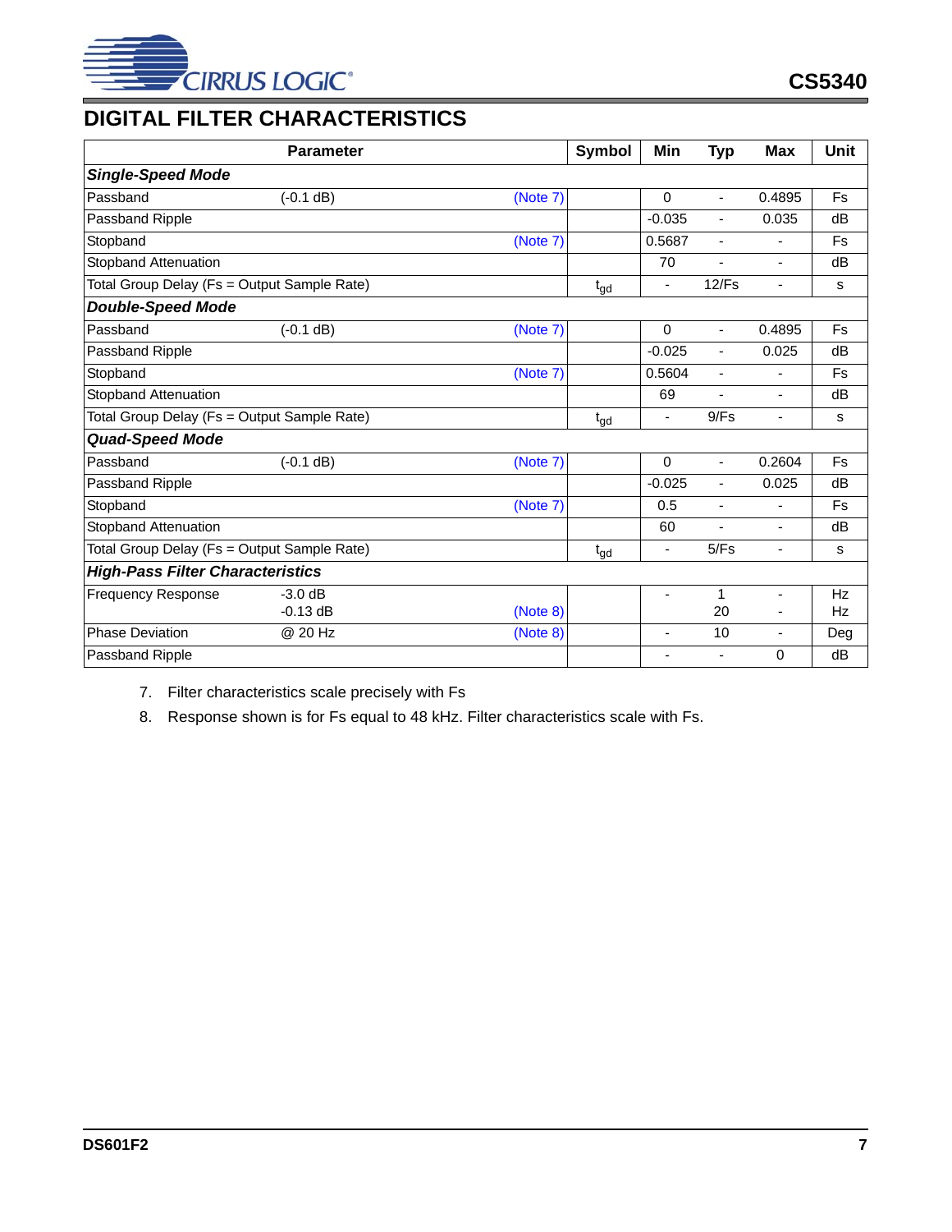## DIGITAL FILTER CHARACTERISTICS

| Parameter | | | Symbol | Min | Typ | Max | Unit |
|---|---|---|---|---|---|---|---|
| ***Single-Speed Mode*** | | | | | | | |
| Passband | (-0.1 dB) | (Note 7) | | 0 | - | 0.4895 | Fs |
| Passband Ripple | | | | -0.035 | - | 0.035 | dB |
| Stopband | | (Note 7) | | 0.5687 | - | - | Fs |
| Stopband Attenuation | | | | 70 | - | - | dB |
| Total Group Delay (Fs = Output Sample Rate) | | | $t_{gd}$ | - | 12/Fs | - | s |
| ***Double-Speed Mode*** | | | | | | | |
| Passband | (-0.1 dB) | (Note 7) | | 0 | - | 0.4895 | Fs |
| Passband Ripple | | | | -0.025 | - | 0.025 | dB |
| Stopband | | (Note 7) | | 0.5604 | - | - | Fs |
| Stopband Attenuation | | | | 69 | - | - | dB |
| Total Group Delay (Fs = Output Sample Rate) | | | $t_{gd}$ | - | 9/Fs | - | s |
| ***Quad-Speed Mode*** | | | | | | | |
| Passband | (-0.1 dB) | (Note 7) | | 0 | - | 0.2604 | Fs |
| Passband Ripple | | | | -0.025 | - | 0.025 | dB |
| Stopband | | (Note 7) | | 0.5 | - | - | Fs |
| Stopband Attenuation | | | | 60 | - | - | dB |
| Total Group Delay (Fs = Output Sample Rate) | | | $t_{gd}$ | - | 5/Fs | - | s |
| ***High-Pass Filter Characteristics*** | | | | | | | |
| Frequency Response | -3.0 dB | | | - | 1 | - | Hz |
| | -0.13 dB | (Note 8) | | | 20 | - | Hz |
| Phase Deviation | @ 20 Hz | (Note 8) | | - | 10 | - | Deg |
| Passband Ripple | | | | - | - | 0 | dB |

7. Filter characteristics scale precisely with Fs
8. Response shown is for Fs equal to 48 kHz. Filter characteristics scale with Fs.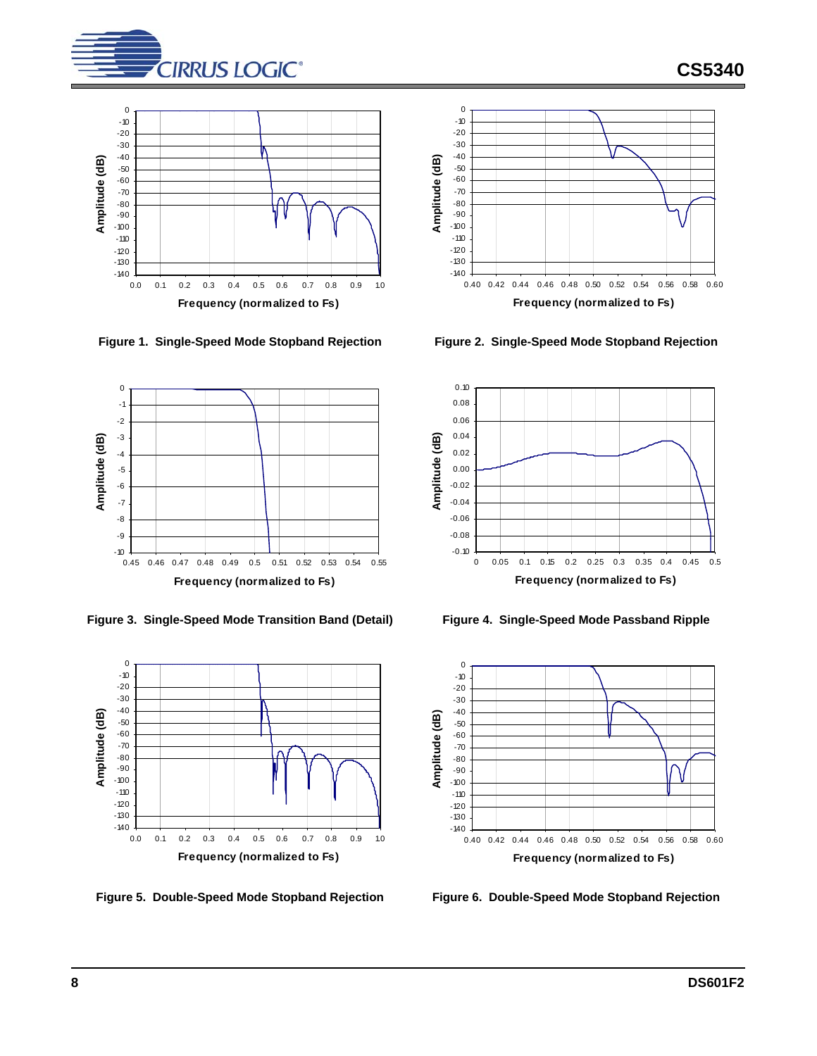Figure 1. Single-Speed Mode Stopband Rejection

Figure 2. Single-Speed Mode Stopband Rejection

Figure 3. Single-Speed Mode Transition Band (Detail)

Figure 4. Single-Speed Mode Passband Ripple

Figure 5. Double-Speed Mode Stopband Rejection

Figure 6. Double-Speed Mode Stopband Rejection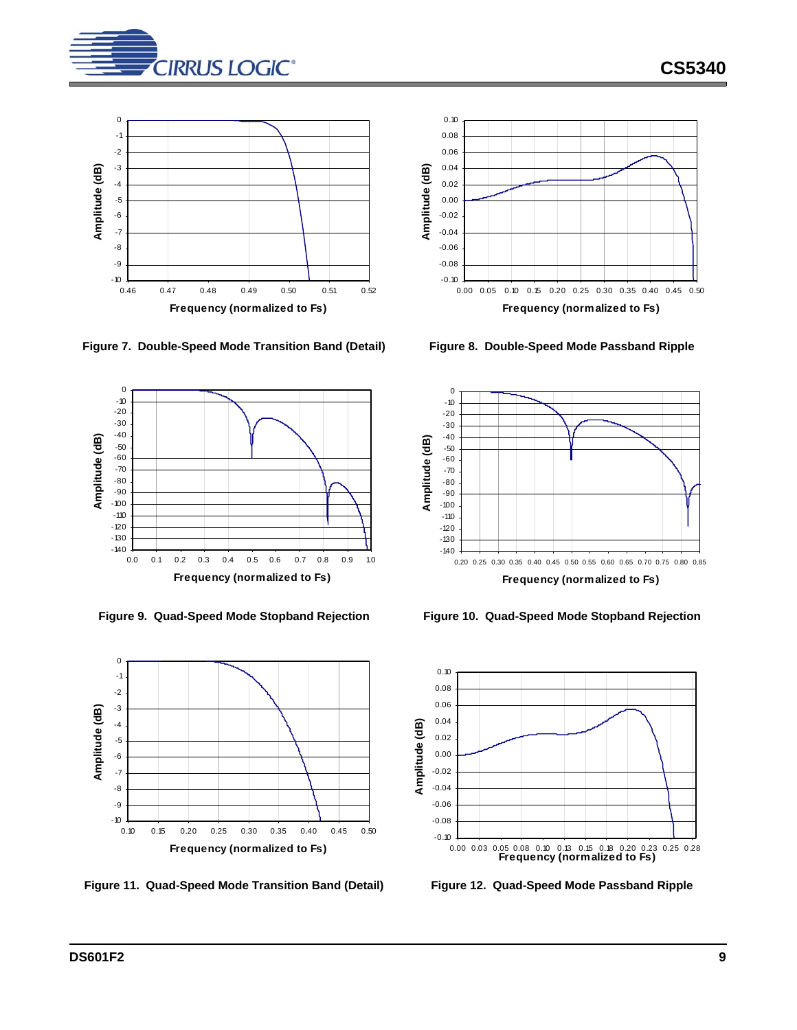Figure 7. Double-Speed Mode Transition Band (Detail)

Figure 8. Double-Speed Mode Passband Ripple

Figure 9. Quad-Speed Mode Stopband Rejection

Figure 10. Quad-Speed Mode Stopband Rejection

Figure 11. Quad-Speed Mode Transition Band (Detail)

Figure 12. Quad-Speed Mode Passband Ripple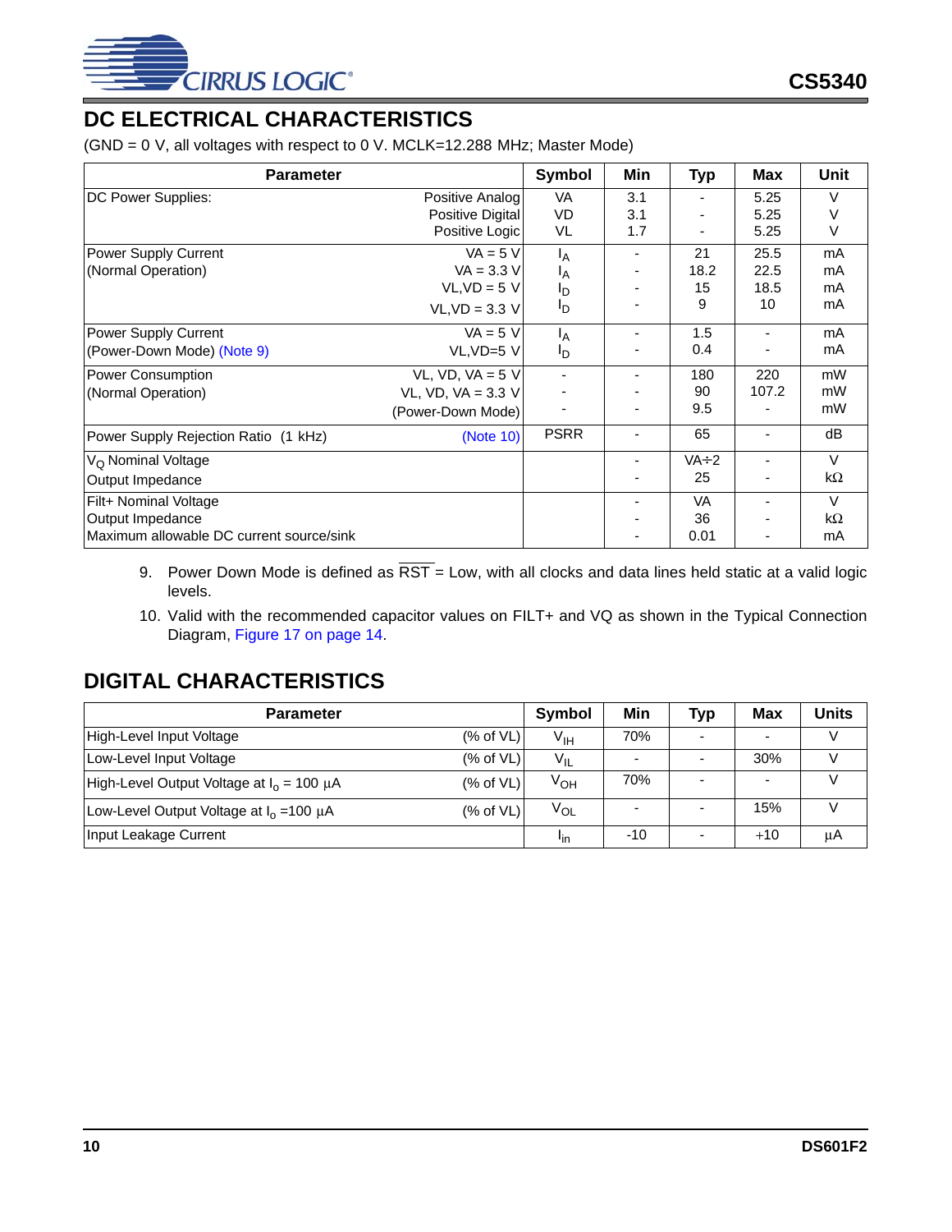## DC ELECTRICAL CHARACTERISTICS

(GND = 0 V, all voltages with respect to 0 V. MCLK=12.288 MHz; Master Mode)

| Parameter | | Symbol | Min | Typ | Max | Unit |
|---|---|---|---|---|---|---|
| DC Power Supplies: | Positive Analog<br>Positive Digital<br>Positive Logic | VA<br>VD<br>VL | 3.1<br>3.1<br>1.7 | -<br>-<br>- | 5.25<br>5.25<br>5.25 | V<br>V<br>V |
| Power Supply Current<br>(Normal Operation) | VA = 5 V<br>VA = 3.3 V<br>VL,VD = 5 V<br>VL,VD = 3.3 V | $I_A$<br>$I_A$<br>$I_D$<br>$I_D$ | -<br>-<br>-<br>- | 21<br>18.2<br>15<br>9 | 25.5<br>22.5<br>18.5<br>10 | mA<br>mA<br>mA<br>mA |
| Power Supply Current<br>(Power-Down Mode) (Note 9) | VA = 5 V<br>VL,VD=5 V | $I_A$<br>$I_D$ | -<br>- | 1.5<br>0.4 | -<br>- | mA<br>mA |
| Power Consumption<br>(Normal Operation) | VL, VD, VA = 5 V<br>VL, VD, VA = 3.3 V<br>(Power-Down Mode) | -<br>-<br>- | -<br>-<br>- | 180<br>90<br>9.5 | 220<br>107.2<br>- | mW<br>mW<br>mW |
| Power Supply Rejection Ratio (1 kHz) | (Note 10) | PSRR | - | 65 | - | dB |
| $V_Q$ Nominal Voltage<br>Output Impedance | | | -<br>- | VA÷2<br>25 | -<br>- | V<br>kΩ |
| Filt+ Nominal Voltage<br>Output Impedance<br>Maximum allowable DC current source/sink | | | -<br>-<br>- | VA<br>36<br>0.01 | -<br>-<br>- | V<br>kΩ<br>mA |

9. Power Down Mode is defined as $\overline{RST}$ = Low, with all clocks and data lines held static at a valid logic levels.

10. Valid with the recommended capacitor values on FILT+ and VQ as shown in the Typical Connection Diagram, Figure 17 on page 14.

## DIGITAL CHARACTERISTICS

| Parameter | | Symbol | Min | Typ | Max | Units |
|---|---|---|---|---|---|---|
| High-Level Input Voltage | (% of VL) | $V_{IH}$ | 70% | - | - | V |
| Low-Level Input Voltage | (% of VL) | $V_{IL}$ | - | - | 30% | V |
| High-Level Output Voltage at $I_o$ = 100 µA | (% of VL) | $V_{OH}$ | 70% | - | - | V |
| Low-Level Output Voltage at $I_o$ =100 µA | (% of VL) | $V_{OL}$ | - | - | 15% | V |
| Input Leakage Current | | $I_{in}$ | -10 | - | +10 | µA |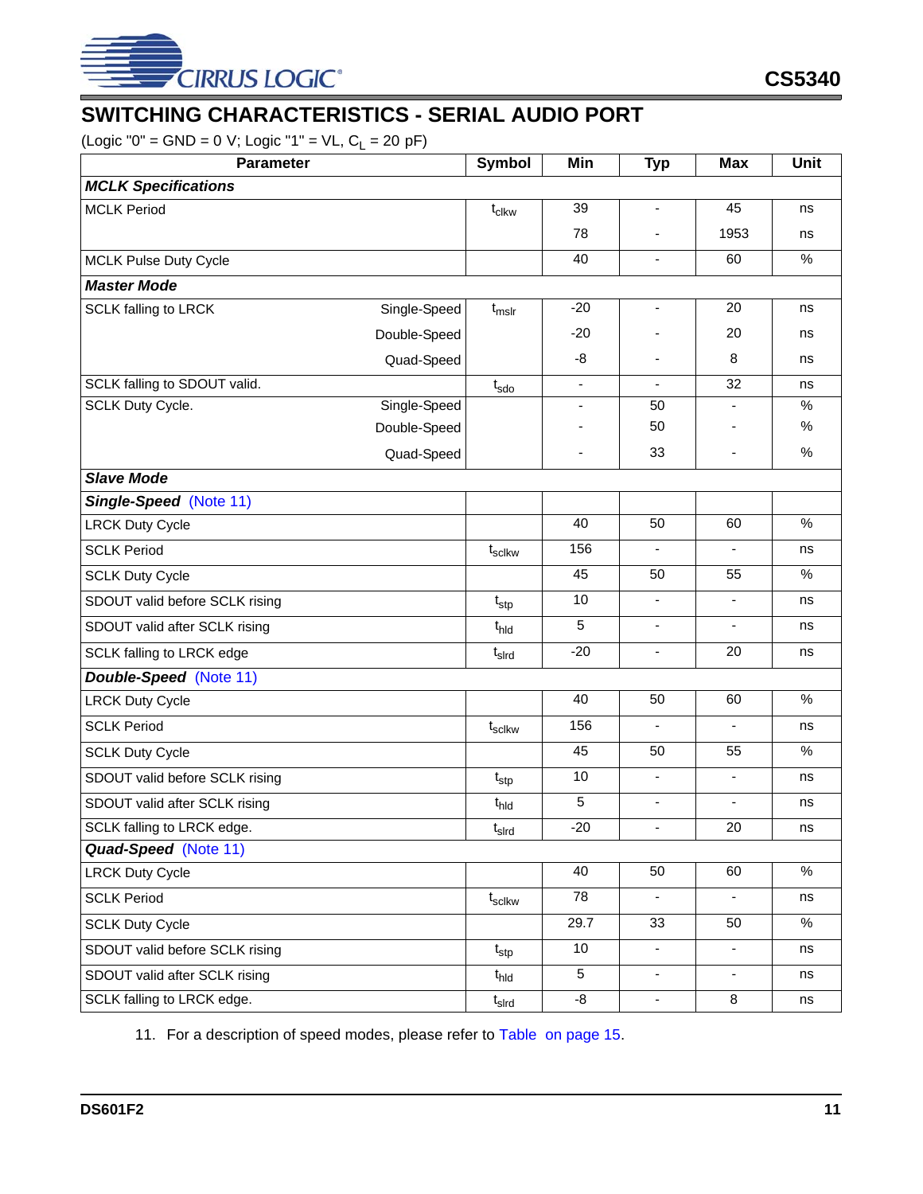## SWITCHING CHARACTERISTICS - SERIAL AUDIO PORT

(Logic "0" = GND = 0 V; Logic "1" = VL, $C_L$ = 20 pF)

| Parameter | | Symbol | Min | Typ | Max | Unit |
|---|---|---|---|---|---|---|
| ***MCLK Specifications*** | | | | | | |
| MCLK Period | | $t_{clkw}$ | 39 | - | 45 | ns |
| | | | 78 | - | 1953 | ns |
| MCLK Pulse Duty Cycle | | | 40 | - | 60 | % |
| ***Master Mode*** | | | | | | |
| SCLK falling to LRCK | Single-Speed | $t_{mslr}$ | -20 | - | 20 | ns |
| | Double-Speed | | -20 | - | 20 | ns |
| | Quad-Speed | | -8 | - | 8 | ns |
| SCLK falling to SDOUT valid. | | $t_{sdo}$ | - | - | 32 | ns |
| SCLK Duty Cycle. | Single-Speed | | - | 50 | - | % |
| | Double-Speed | | - | 50 | - | % |
| | Quad-Speed | | - | 33 | - | % |
| ***Slave Mode*** | | | | | | |
| ***Single-Speed*** (Note 11) | | | | | | |
| LRCK Duty Cycle | | | 40 | 50 | 60 | % |
| SCLK Period | | $t_{sclkw}$ | 156 | - | - | ns |
| SCLK Duty Cycle | | | 45 | 50 | 55 | % |
| SDOUT valid before SCLK rising | | $t_{stp}$ | 10 | - | - | ns |
| SDOUT valid after SCLK rising | | $t_{hld}$ | 5 | - | - | ns |
| SCLK falling to LRCK edge | | $t_{slrd}$ | -20 | - | 20 | ns |
| ***Double-Speed*** (Note 11) | | | | | | |
| LRCK Duty Cycle | | | 40 | 50 | 60 | % |
| SCLK Period | | $t_{sclkw}$ | 156 | - | - | ns |
| SCLK Duty Cycle | | | 45 | 50 | 55 | % |
| SDOUT valid before SCLK rising | | $t_{stp}$ | 10 | - | - | ns |
| SDOUT valid after SCLK rising | | $t_{hld}$ | 5 | - | - | ns |
| SCLK falling to LRCK edge. | | $t_{slrd}$ | -20 | - | 20 | ns |
| ***Quad-Speed*** (Note 11) | | | | | | |
| LRCK Duty Cycle | | | 40 | 50 | 60 | % |
| SCLK Period | | $t_{sclkw}$ | 78 | - | - | ns |
| SCLK Duty Cycle | | | 29.7 | 33 | 50 | % |
| SDOUT valid before SCLK rising | | $t_{stp}$ | 10 | - | - | ns |
| SDOUT valid after SCLK rising | | $t_{hld}$ | 5 | - | - | ns |
| SCLK falling to LRCK edge. | | $t_{slrd}$ | -8 | - | 8 | ns |

11. For a description of speed modes, please refer to Table on page 15.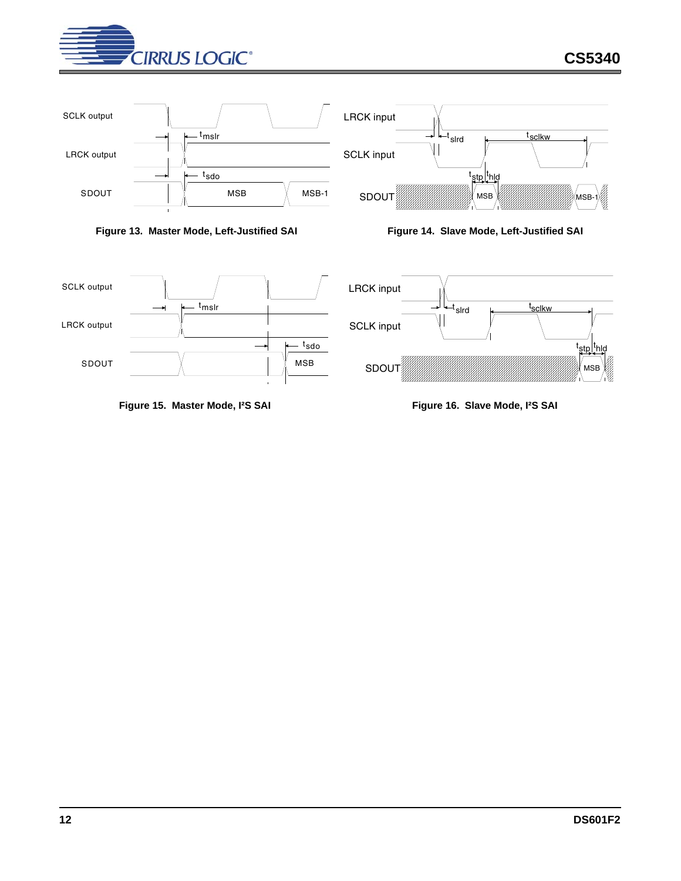SCLK output

LRCK output

SDOUT

$t_{mslr}$

$t_{sdo}$

MSB

MSB-1

**Figure 13.  Master Mode, Left-Justified SAI**

LRCK input

SCLK input

SDOUT

$t_{slrd}$

$t_{sclkw}$

$t_{stp}$ $t_{hld}$

MSB

MSB-1

**Figure 14.  Slave Mode, Left-Justified SAI**

SCLK output

LRCK output

SDOUT

$t_{mslr}$

$t_{sdo}$

MSB

**Figure 15.  Master Mode, I²S SAI**

LRCK input

SCLK input

SDOUT

$t_{slrd}$

$t_{sclkw}$

$t_{stp}$ $t_{hld}$

MSB

**Figure 16.  Slave Mode, I²S SAI**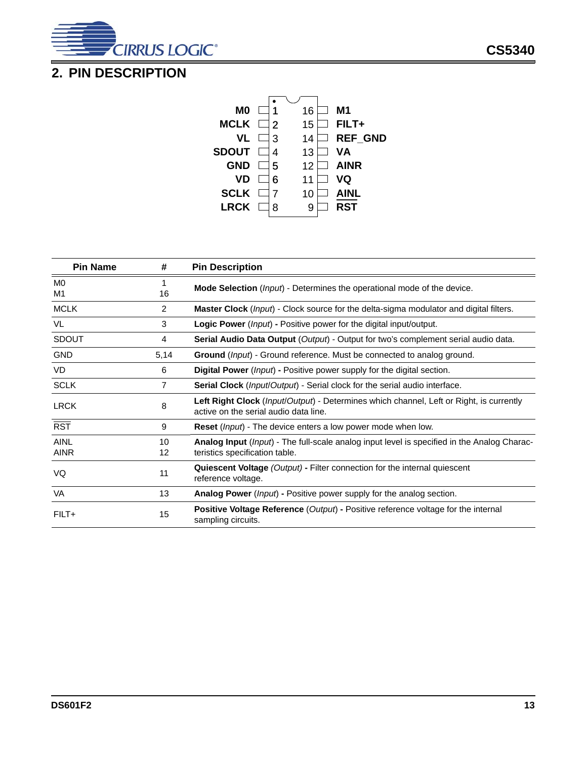## 2. PIN DESCRIPTION

| Pin Name | # | Pin Description |
|---|---|---|
| M0<br>M1 | 1<br>16 | **Mode Selection** (*Input*) - Determines the operational mode of the device. |
| MCLK | 2 | **Master Clock** (*Input*) - Clock source for the delta-sigma modulator and digital filters. |
| VL | 3 | **Logic Power** (*Input*) - Positive power for the digital input/output. |
| SDOUT | 4 | **Serial Audio Data Output** (*Output*) - Output for two's complement serial audio data. |
| GND | 5,14 | **Ground** (*Input*) - Ground reference. Must be connected to analog ground. |
| VD | 6 | **Digital Power** (*Input*) **-** Positive power supply for the digital section. |
| SCLK | 7 | **Serial Clock** (*Input/Output*) - Serial clock for the serial audio interface. |
| LRCK | 8 | **Left Right Clock** (*Input/Output*) - Determines which channel, Left or Right, is currently active on the serial audio data line. |
| $\overline{\text{RST}}$ | 9 | **Reset** (*Input*) - The device enters a low power mode when low. |
| AINL<br>AINR | 10<br>12 | **Analog Input** (*Input*) - The full-scale analog input level is specified in the Analog Characteristics specification table. |
| VQ | 11 | **Quiescent Voltage** *(Output)* **-** Filter connection for the internal quiescent reference voltage. |
| VA | 13 | **Analog Power** (*Input*) **-** Positive power supply for the analog section. |
| FILT+ | 15 | **Positive Voltage Reference** (*Output*) **-** Positive reference voltage for the internal sampling circuits. |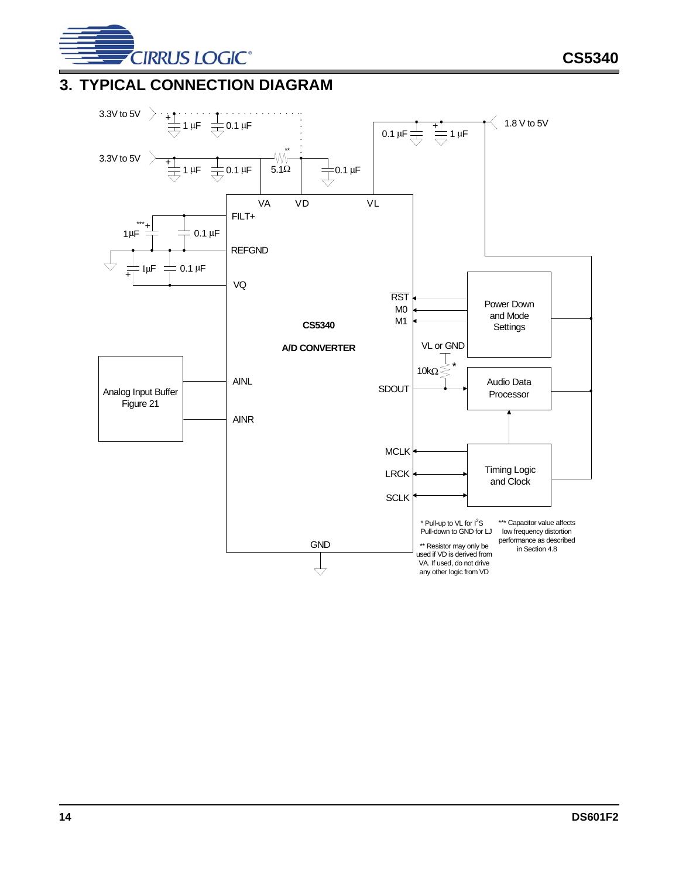## 3. TYPICAL CONNECTION DIAGRAM

3.3V to 5V

1 µF

0.1 µF

3.3V to 5V

1 µF

0.1 µF

**

5.1Ω

0.1 µF

0.1 µF

1 µF

1.8 V to 5V

VA

VD

VL

FILT+

***

1µF

0.1 µF

REFGND

1µF

0.1 µF

VQ

RST

M0

M1

Power Down and Mode Settings

**CS5340**

**A/D CONVERTER**

VL or GND

10kΩ

*

Analog Input Buffer Figure 21

AINL

SDOUT

Audio Data Processor

AINR

MCLK

LRCK

SCLK

Timing Logic and Clock

GND

* Pull-up to VL for I²S
Pull-down to GND for LJ

** Resistor may only be used if VD is derived from VA. If used, do not drive any other logic from VD

*** Capacitor value affects low frequency distortion performance as described in Section 4.8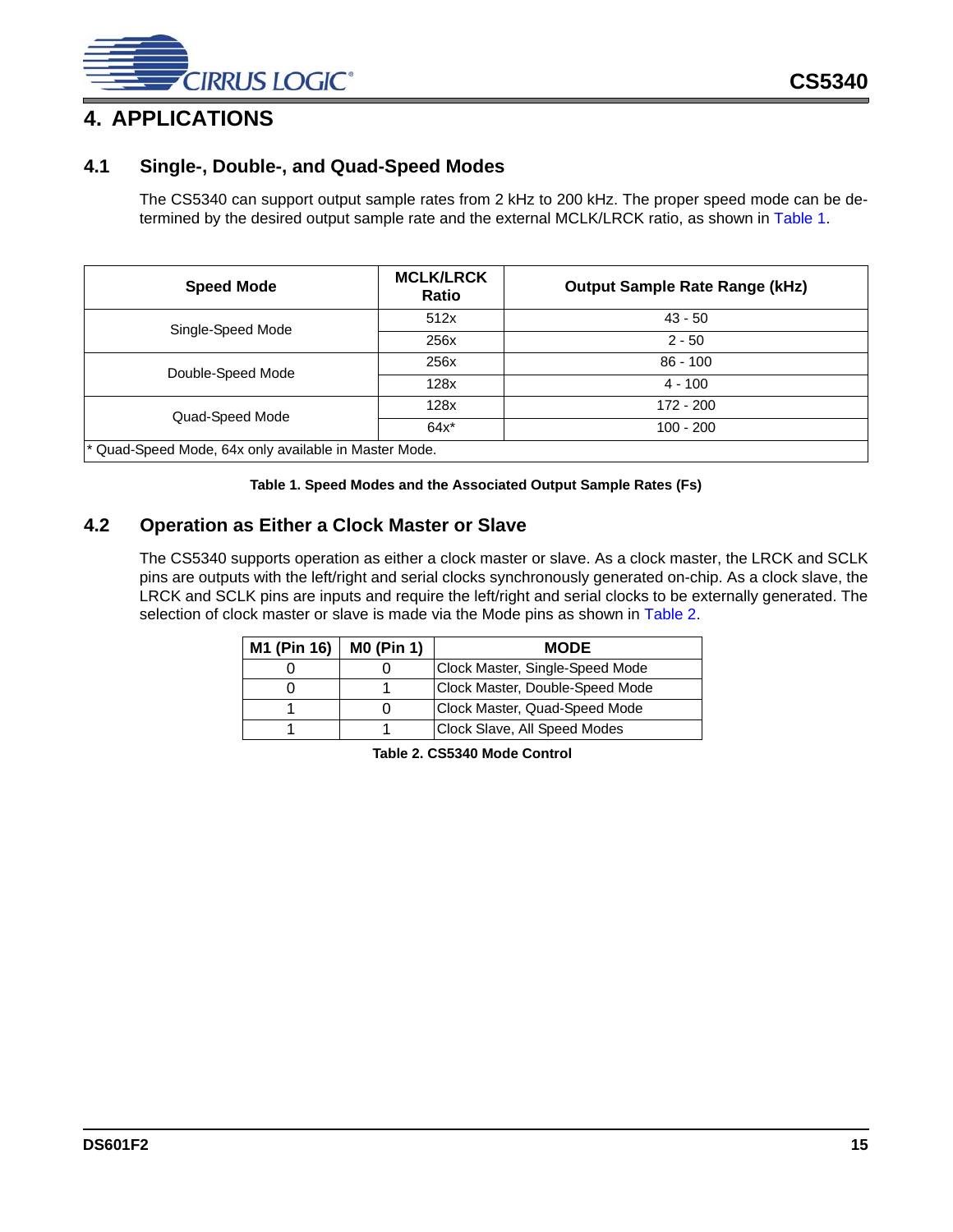# 4. APPLICATIONS

## 4.1 Single-, Double-, and Quad-Speed Modes

The CS5340 can support output sample rates from 2 kHz to 200 kHz. The proper speed mode can be determined by the desired output sample rate and the external MCLK/LRCK ratio, as shown in Table 1.

| Speed Mode | MCLK/LRCK Ratio | Output Sample Rate Range (kHz) |
|---|---|---|
| Single-Speed Mode | 512x | 43 - 50 |
| | 256x | 2 - 50 |
| Double-Speed Mode | 256x | 86 - 100 |
| | 128x | 4 - 100 |
| Quad-Speed Mode | 128x | 172 - 200 |
| | 64x* | 100 - 200 |
| * Quad-Speed Mode, 64x only available in Master Mode. | | |

**Table 1. Speed Modes and the Associated Output Sample Rates (Fs)**

## 4.2 Operation as Either a Clock Master or Slave

The CS5340 supports operation as either a clock master or slave. As a clock master, the LRCK and SCLK pins are outputs with the left/right and serial clocks synchronously generated on-chip. As a clock slave, the LRCK and SCLK pins are inputs and require the left/right and serial clocks to be externally generated. The selection of clock master or slave is made via the Mode pins as shown in Table 2.

| M1 (Pin 16) | M0 (Pin 1) | MODE |
|---|---|---|
| 0 | 0 | Clock Master, Single-Speed Mode |
| 0 | 1 | Clock Master, Double-Speed Mode |
| 1 | 0 | Clock Master, Quad-Speed Mode |
| 1 | 1 | Clock Slave, All Speed Modes |

**Table 2. CS5340 Mode Control**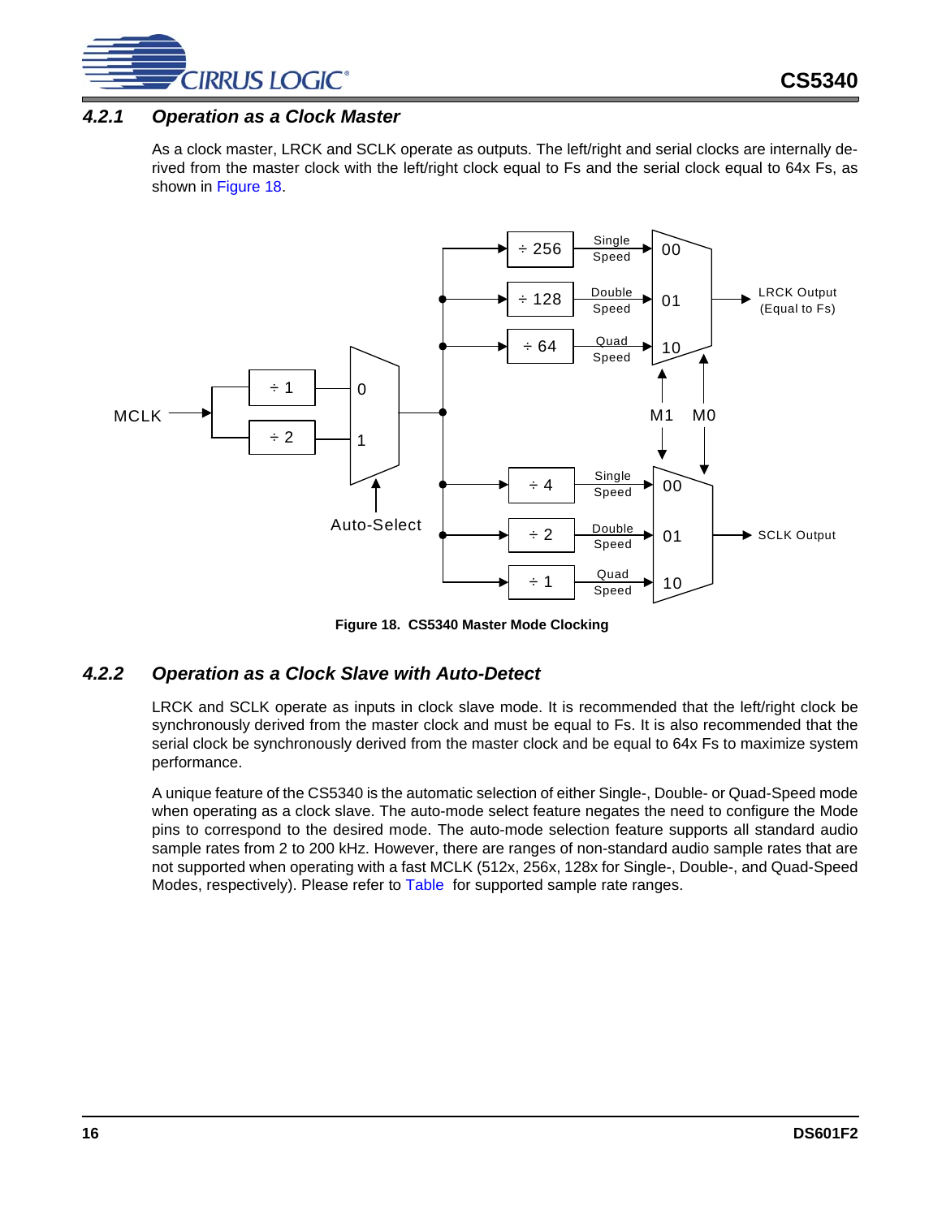### 4.2.1 Operation as a Clock Master

As a clock master, LRCK and SCLK operate as outputs. The left/right and serial clocks are internally derived from the master clock with the left/right clock equal to Fs and the serial clock equal to 64x Fs, as shown in Figure 18.

**Figure 18. CS5340 Master Mode Clocking**

### 4.2.2 Operation as a Clock Slave with Auto-Detect

LRCK and SCLK operate as inputs in clock slave mode. It is recommended that the left/right clock be synchronously derived from the master clock and must be equal to Fs. It is also recommended that the serial clock be synchronously derived from the master clock and be equal to 64x Fs to maximize system performance.

A unique feature of the CS5340 is the automatic selection of either Single-, Double- or Quad-Speed mode when operating as a clock slave. The auto-mode select feature negates the need to configure the Mode pins to correspond to the desired mode. The auto-mode selection feature supports all standard audio sample rates from 2 to 200 kHz. However, there are ranges of non-standard audio sample rates that are not supported when operating with a fast MCLK (512x, 256x, 128x for Single-, Double-, and Quad-Speed Modes, respectively). Please refer to Table  for supported sample rate ranges.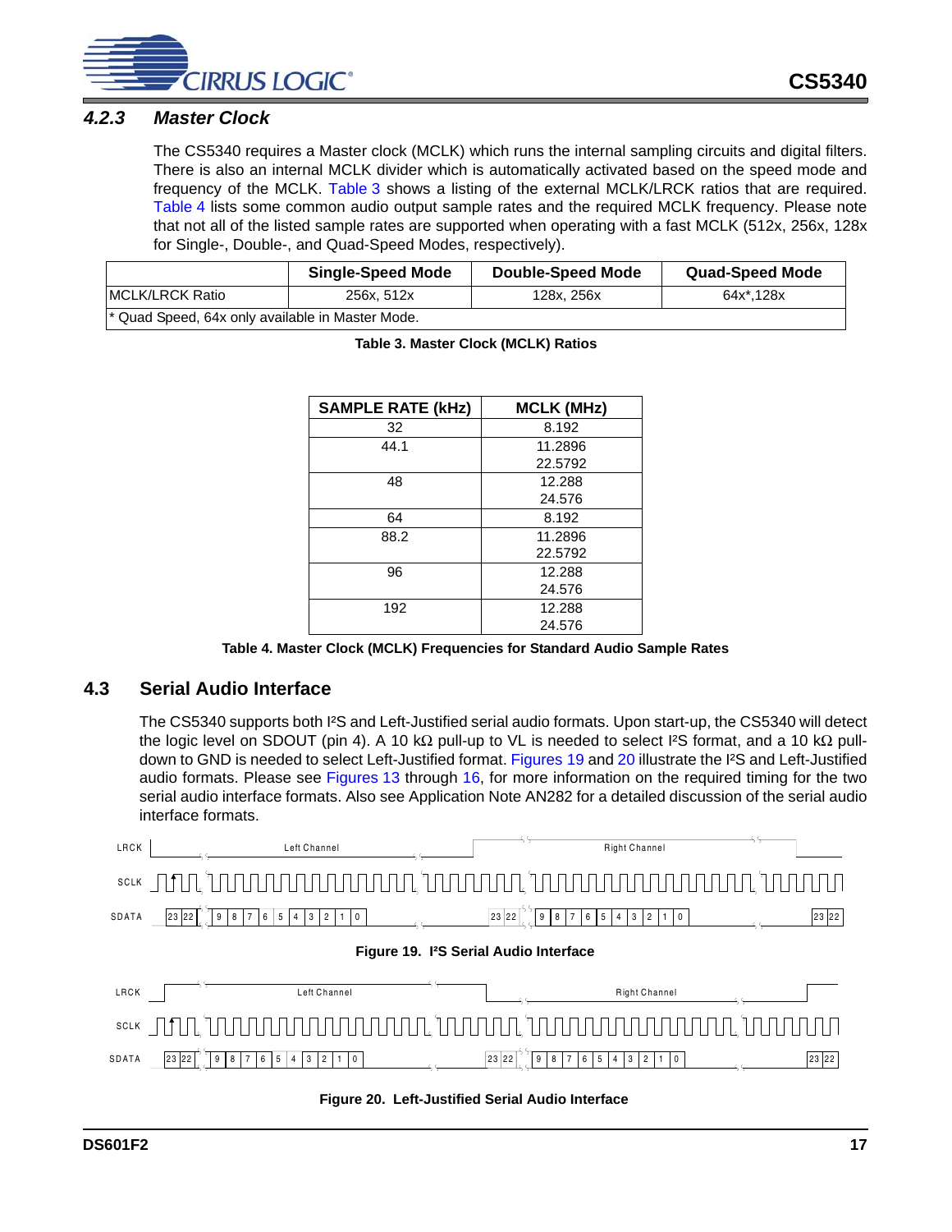### 4.2.3 Master Clock

The CS5340 requires a Master clock (MCLK) which runs the internal sampling circuits and digital filters. There is also an internal MCLK divider which is automatically activated based on the speed mode and frequency of the MCLK. Table 3 shows a listing of the external MCLK/LRCK ratios that are required. Table 4 lists some common audio output sample rates and the required MCLK frequency. Please note that not all of the listed sample rates are supported when operating with a fast MCLK (512x, 256x, 128x for Single-, Double-, and Quad-Speed Modes, respectively).

| | Single-Speed Mode | Double-Speed Mode | Quad-Speed Mode |
|---|---|---|---|
| MCLK/LRCK Ratio | 256x, 512x | 128x, 256x | 64x*,128x |
| * Quad Speed, 64x only available in Master Mode. | | | |

**Table 3. Master Clock (MCLK) Ratios**

| SAMPLE RATE (kHz) | MCLK (MHz) |
|---|---|
| 32 | 8.192 |
| 44.1 | 11.2896<br>22.5792 |
| 48 | 12.288<br>24.576 |
| 64 | 8.192 |
| 88.2 | 11.2896<br>22.5792 |
| 96 | 12.288<br>24.576 |
| 192 | 12.288<br>24.576 |

**Table 4. Master Clock (MCLK) Frequencies for Standard Audio Sample Rates**

## 4.3 Serial Audio Interface

The CS5340 supports both I²S and Left-Justified serial audio formats. Upon start-up, the CS5340 will detect the logic level on SDOUT (pin 4). A 10 kΩ pull-up to VL is needed to select I²S format, and a 10 kΩ pull-down to GND is needed to select Left-Justified format. Figures 19 and 20 illustrate the I²S and Left-Justified audio formats. Please see Figures 13 through 16, for more information on the required timing for the two serial audio interface formats. Also see Application Note AN282 for a detailed discussion of the serial audio interface formats.

**Figure 19. I²S Serial Audio Interface**

**Figure 20. Left-Justified Serial Audio Interface**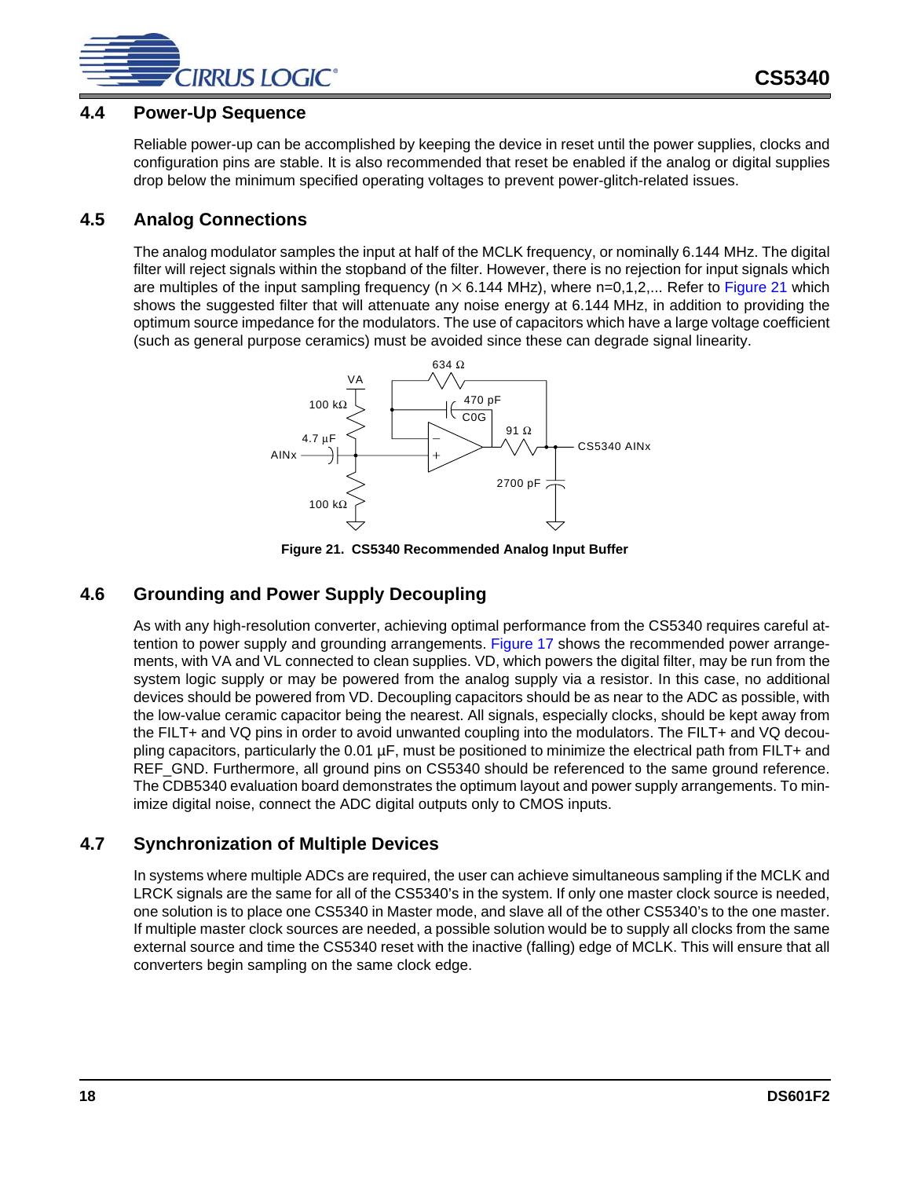## 4.4 Power-Up Sequence

Reliable power-up can be accomplished by keeping the device in reset until the power supplies, clocks and configuration pins are stable. It is also recommended that reset be enabled if the analog or digital supplies drop below the minimum specified operating voltages to prevent power-glitch-related issues.

## 4.5 Analog Connections

The analog modulator samples the input at half of the MCLK frequency, or nominally 6.144 MHz. The digital filter will reject signals within the stopband of the filter. However, there is no rejection for input signals which are multiples of the input sampling frequency (n × 6.144 MHz), where n=0,1,2,... Refer to Figure 21 which shows the suggested filter that will attenuate any noise energy at 6.144 MHz, in addition to providing the optimum source impedance for the modulators. The use of capacitors which have a large voltage coefficient (such as general purpose ceramics) must be avoided since these can degrade signal linearity.

**Figure 21. CS5340 Recommended Analog Input Buffer**

## 4.6 Grounding and Power Supply Decoupling

As with any high-resolution converter, achieving optimal performance from the CS5340 requires careful attention to power supply and grounding arrangements. Figure 17 shows the recommended power arrangements, with VA and VL connected to clean supplies. VD, which powers the digital filter, may be run from the system logic supply or may be powered from the analog supply via a resistor. In this case, no additional devices should be powered from VD. Decoupling capacitors should be as near to the ADC as possible, with the low-value ceramic capacitor being the nearest. All signals, especially clocks, should be kept away from the FILT+ and VQ pins in order to avoid unwanted coupling into the modulators. The FILT+ and VQ decoupling capacitors, particularly the 0.01 µF, must be positioned to minimize the electrical path from FILT+ and REF_GND. Furthermore, all ground pins on CS5340 should be referenced to the same ground reference. The CDB5340 evaluation board demonstrates the optimum layout and power supply arrangements. To minimize digital noise, connect the ADC digital outputs only to CMOS inputs.

## 4.7 Synchronization of Multiple Devices

In systems where multiple ADCs are required, the user can achieve simultaneous sampling if the MCLK and LRCK signals are the same for all of the CS5340's in the system. If only one master clock source is needed, one solution is to place one CS5340 in Master mode, and slave all of the other CS5340's to the one master. If multiple master clock sources are needed, a possible solution would be to supply all clocks from the same external source and time the CS5340 reset with the inactive (falling) edge of MCLK. This will ensure that all converters begin sampling on the same clock edge.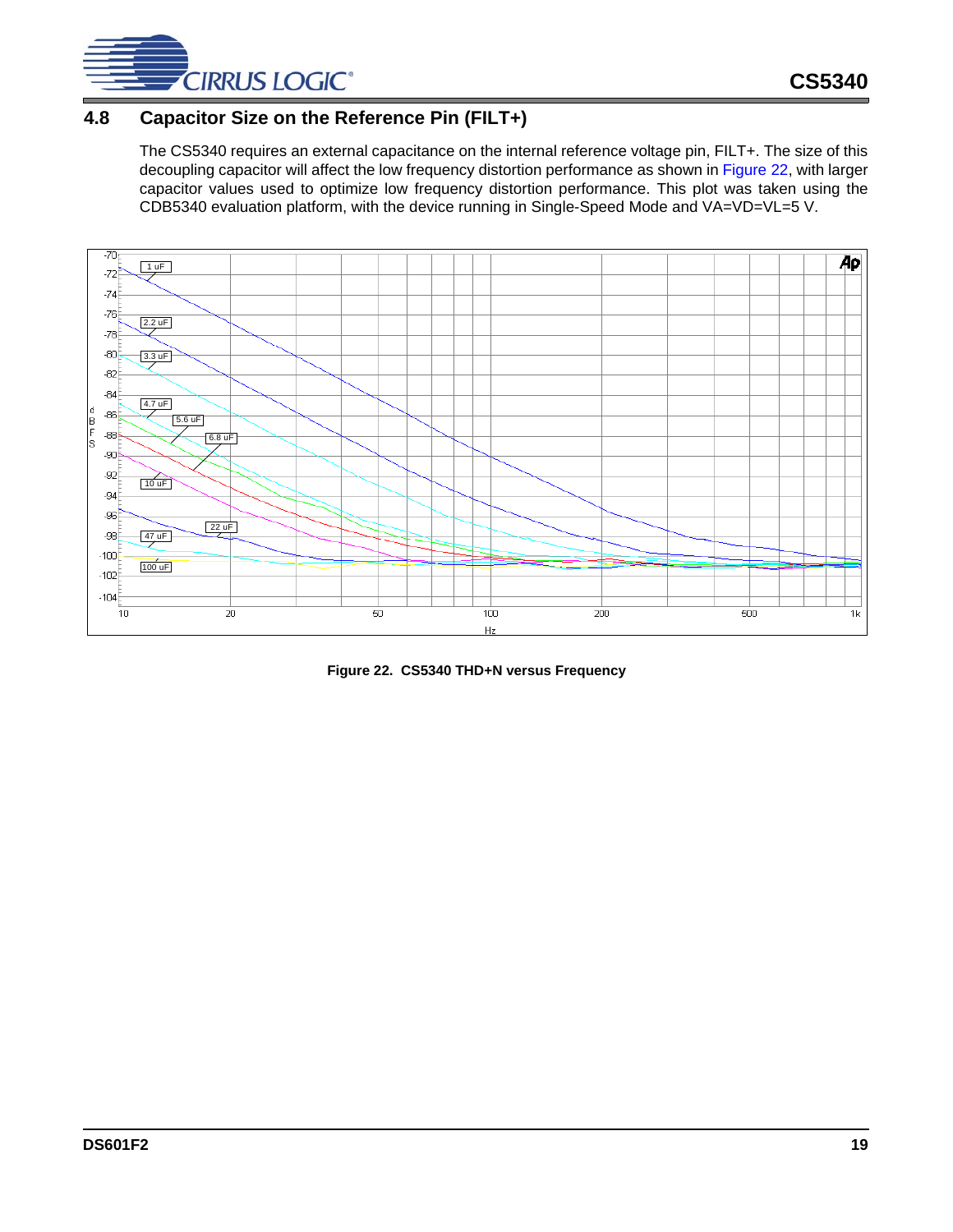## 4.8 Capacitor Size on the Reference Pin (FILT+)

The CS5340 requires an external capacitance on the internal reference voltage pin, FILT+. The size of this decoupling capacitor will affect the low frequency distortion performance as shown in Figure 22, with larger capacitor values used to optimize low frequency distortion performance. This plot was taken using the CDB5340 evaluation platform, with the device running in Single-Speed Mode and VA=VD=VL=5 V.

**Figure 22. CS5340 THD+N versus Frequency**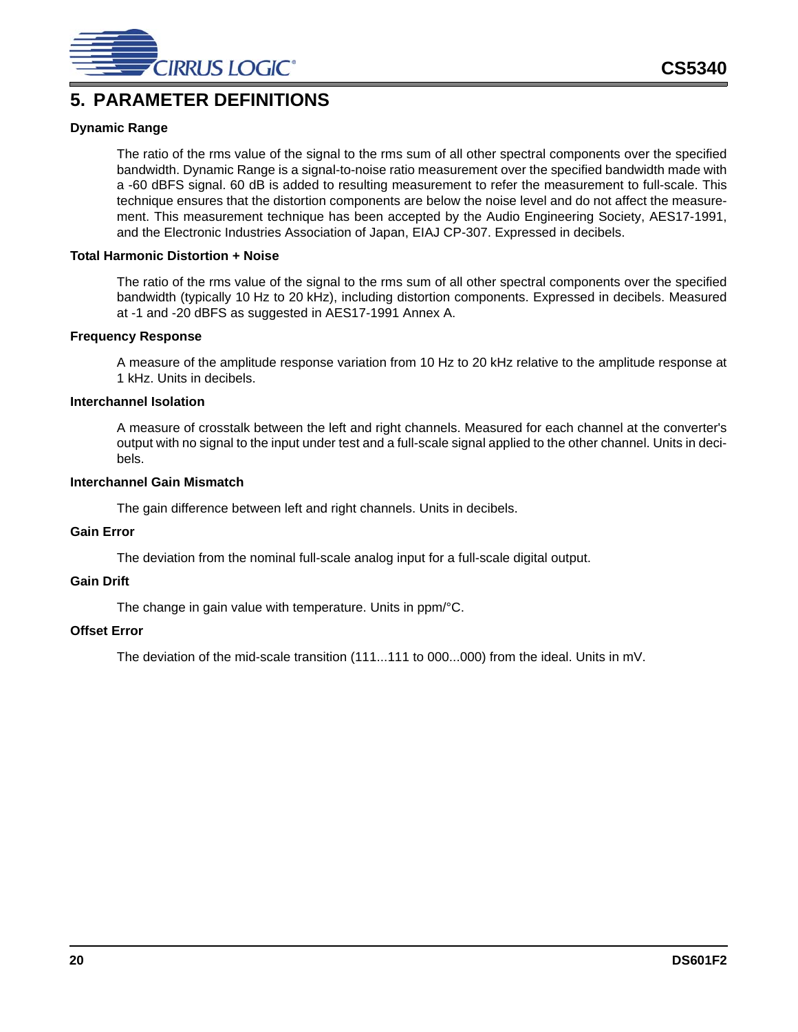## 5. PARAMETER DEFINITIONS

### Dynamic Range

The ratio of the rms value of the signal to the rms sum of all other spectral components over the specified bandwidth. Dynamic Range is a signal-to-noise ratio measurement over the specified bandwidth made with a -60 dBFS signal. 60 dB is added to resulting measurement to refer the measurement to full-scale. This technique ensures that the distortion components are below the noise level and do not affect the measurement. This measurement technique has been accepted by the Audio Engineering Society, AES17-1991, and the Electronic Industries Association of Japan, EIAJ CP-307. Expressed in decibels.

### Total Harmonic Distortion + Noise

The ratio of the rms value of the signal to the rms sum of all other spectral components over the specified bandwidth (typically 10 Hz to 20 kHz), including distortion components. Expressed in decibels. Measured at -1 and -20 dBFS as suggested in AES17-1991 Annex A.

### Frequency Response

A measure of the amplitude response variation from 10 Hz to 20 kHz relative to the amplitude response at 1 kHz. Units in decibels.

### Interchannel Isolation

A measure of crosstalk between the left and right channels. Measured for each channel at the converter's output with no signal to the input under test and a full-scale signal applied to the other channel. Units in decibels.

### Interchannel Gain Mismatch

The gain difference between left and right channels. Units in decibels.

### Gain Error

The deviation from the nominal full-scale analog input for a full-scale digital output.

### Gain Drift

The change in gain value with temperature. Units in ppm/°C.

### Offset Error

The deviation of the mid-scale transition (111...111 to 000...000) from the ideal. Units in mV.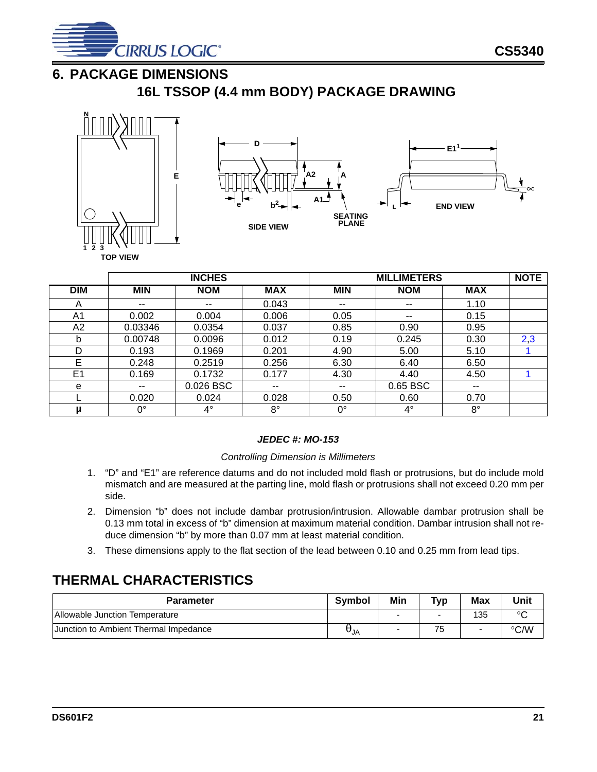## 6. PACKAGE DIMENSIONS

### 16L TSSOP (4.4 mm BODY) PACKAGE DRAWING

| | INCHES | | | MILLIMETERS | | | NOTE |
|---|---|---|---|---|---|---|---|
| **DIM** | **MIN** | **NOM** | **MAX** | **MIN** | **NOM** | **MAX** | |
| A | -- | -- | 0.043 | -- | -- | 1.10 | |
| A1 | 0.002 | 0.004 | 0.006 | 0.05 | -- | 0.15 | |
| A2 | 0.03346 | 0.0354 | 0.037 | 0.85 | 0.90 | 0.95 | |
| b | 0.00748 | 0.0096 | 0.012 | 0.19 | 0.245 | 0.30 | 2,3 |
| D | 0.193 | 0.1969 | 0.201 | 4.90 | 5.00 | 5.10 | 1 |
| E | 0.248 | 0.2519 | 0.256 | 6.30 | 6.40 | 6.50 | |
| E1 | 0.169 | 0.1732 | 0.177 | 4.30 | 4.40 | 4.50 | 1 |
| e | -- | 0.026 BSC | -- | -- | 0.65 BSC | -- | |
| L | 0.020 | 0.024 | 0.028 | 0.50 | 0.60 | 0.70 | |
| **μ** | 0° | 4° | 8° | 0° | 4° | 8° | |

***JEDEC #: MO-153***

*Controlling Dimension is Millimeters*

1. "D" and "E1" are reference datums and do not included mold flash or protrusions, but do include mold mismatch and are measured at the parting line, mold flash or protrusions shall not exceed 0.20 mm per side.
2. Dimension "b" does not include dambar protrusion/intrusion. Allowable dambar protrusion shall be 0.13 mm total in excess of "b" dimension at maximum material condition. Dambar intrusion shall not reduce dimension "b" by more than 0.07 mm at least material condition.
3. These dimensions apply to the flat section of the lead between 0.10 and 0.25 mm from lead tips.

## THERMAL CHARACTERISTICS

| Parameter | Symbol | Min | Typ | Max | Unit |
|---|---|---|---|---|---|
| Allowable Junction Temperature | | - | - | 135 | °C |
| Junction to Ambient Thermal Impedance | $\theta_{JA}$ | - | 75 | - | °C/W |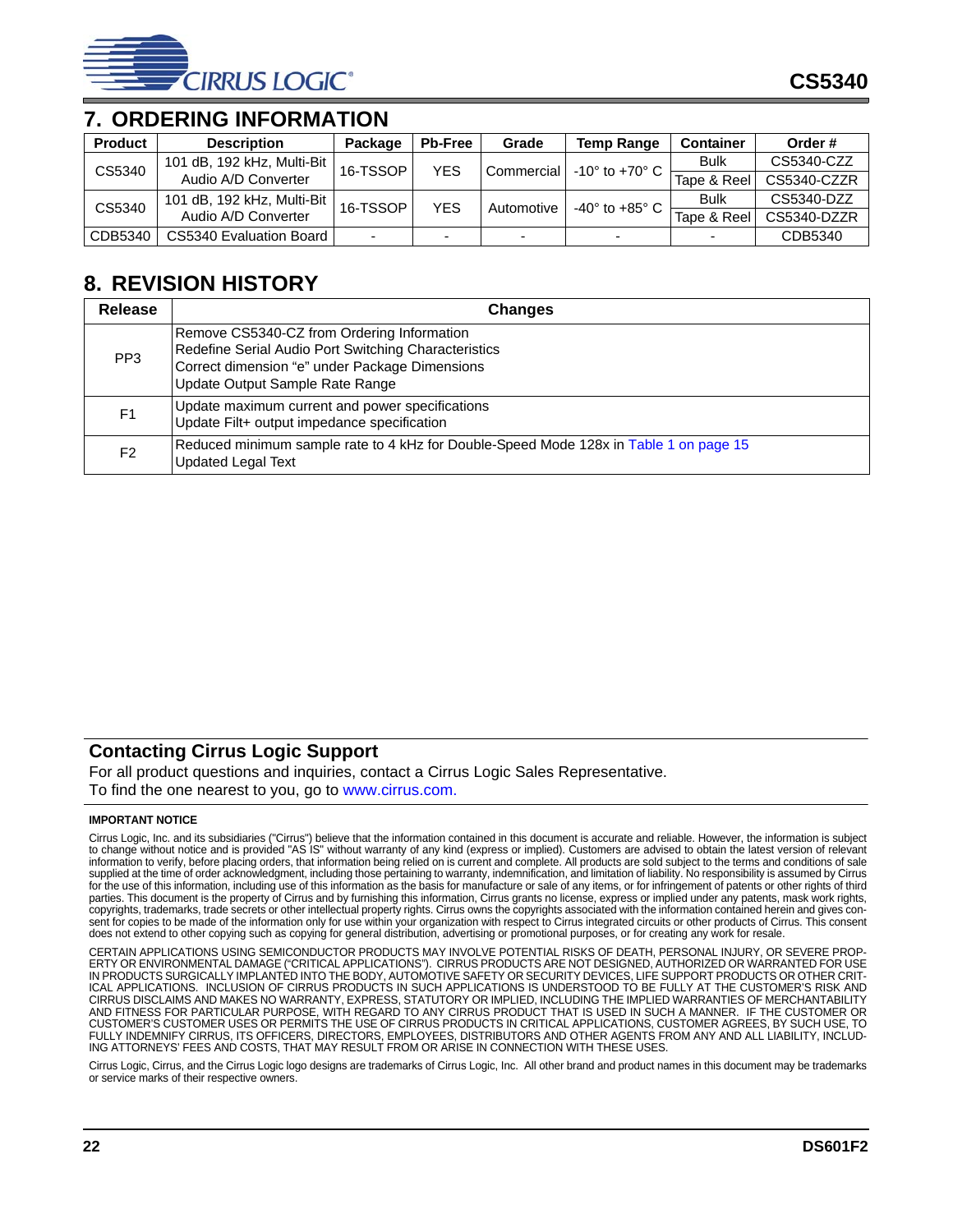## 7. ORDERING INFORMATION

| Product | Description | Package | Pb-Free | Grade | Temp Range | Container | Order # |
|---|---|---|---|---|---|---|---|
| CS5340 | 101 dB, 192 kHz, Multi-Bit Audio A/D Converter | 16-TSSOP | YES | Commercial | -10° to +70° C | Bulk | CS5340-CZZ |
| | | | | | | Tape & Reel | CS5340-CZZR |
| CS5340 | 101 dB, 192 kHz, Multi-Bit Audio A/D Converter | 16-TSSOP | YES | Automotive | -40° to +85° C | Bulk | CS5340-DZZ |
| | | | | | | Tape & Reel | CS5340-DZZR |
| CDB5340 | CS5340 Evaluation Board | - | - | - | - | - | CDB5340 |

## 8. REVISION HISTORY

| Release | Changes |
|---|---|
| PP3 | Remove CS5340-CZ from Ordering Information<br>Redefine Serial Audio Port Switching Characteristics<br>Correct dimension "e" under Package Dimensions<br>Update Output Sample Rate Range |
| F1 | Update maximum current and power specifications<br>Update Filt+ output impedance specification |
| F2 | Reduced minimum sample rate to 4 kHz for Double-Speed Mode 128x in Table 1 on page 15<br>Updated Legal Text |

### Contacting Cirrus Logic Support

For all product questions and inquiries, contact a Cirrus Logic Sales Representative.
To find the one nearest to you, go to www.cirrus.com.

**IMPORTANT NOTICE**

Cirrus Logic, Inc. and its subsidiaries ("Cirrus") believe that the information contained in this document is accurate and reliable. However, the information is subject to change without notice and is provided "AS IS" without warranty of any kind (express or implied). Customers are advised to obtain the latest version of relevant information to verify, before placing orders, that information being relied on is current and complete. All products are sold subject to the terms and conditions of sale supplied at the time of order acknowledgment, including those pertaining to warranty, indemnification, and limitation of liability. No responsibility is assumed by Cirrus for the use of this information, including use of this information as the basis for manufacture or sale of any items, or for infringement of patents or other rights of third parties. This document is the property of Cirrus and by furnishing this information, Cirrus grants no license, express or implied under any patents, mask work rights, copyrights, trademarks, trade secrets or other intellectual property rights. Cirrus owns the copyrights associated with the information contained herein and gives consent for copies to be made of the information only for use within your organization with respect to Cirrus integrated circuits or other products of Cirrus. This consent does not extend to other copying such as copying for general distribution, advertising or promotional purposes, or for creating any work for resale.

CERTAIN APPLICATIONS USING SEMICONDUCTOR PRODUCTS MAY INVOLVE POTENTIAL RISKS OF DEATH, PERSONAL INJURY, OR SEVERE PROPERTY OR ENVIRONMENTAL DAMAGE ("CRITICAL APPLICATIONS"). CIRRUS PRODUCTS ARE NOT DESIGNED, AUTHORIZED OR WARRANTED FOR USE IN PRODUCTS SURGICALLY IMPLANTED INTO THE BODY, AUTOMOTIVE SAFETY OR SECURITY DEVICES, LIFE SUPPORT PRODUCTS OR OTHER CRITICAL APPLICATIONS. INCLUSION OF CIRRUS PRODUCTS IN SUCH APPLICATIONS IS UNDERSTOOD TO BE FULLY AT THE CUSTOMER'S RISK AND CIRRUS DISCLAIMS AND MAKES NO WARRANTY, EXPRESS, STATUTORY OR IMPLIED, INCLUDING THE IMPLIED WARRANTIES OF MERCHANTABILITY AND FITNESS FOR PARTICULAR PURPOSE, WITH REGARD TO ANY CIRRUS PRODUCT THAT IS USED IN SUCH A MANNER. IF THE CUSTOMER OR CUSTOMER'S CUSTOMER USES OR PERMITS THE USE OF CIRRUS PRODUCTS IN CRITICAL APPLICATIONS, CUSTOMER AGREES, BY SUCH USE, TO FULLY INDEMNIFY CIRRUS, ITS OFFICERS, DIRECTORS, EMPLOYEES, DISTRIBUTORS AND OTHER AGENTS FROM ANY AND ALL LIABILITY, INCLUDING ATTORNEYS' FEES AND COSTS, THAT MAY RESULT FROM OR ARISE IN CONNECTION WITH THESE USES.

Cirrus Logic, Cirrus, and the Cirrus Logic logo designs are trademarks of Cirrus Logic, Inc. All other brand and product names in this document may be trademarks or service marks of their respective owners.